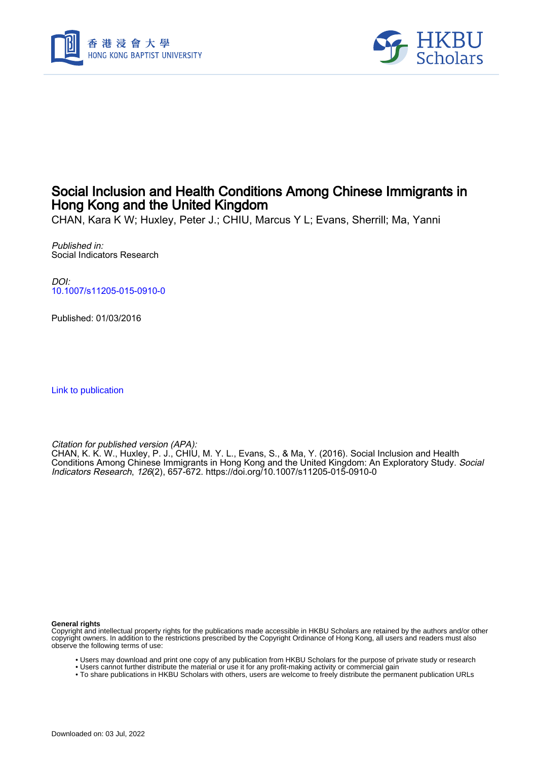# Social Inclusion and Health Conditions Among Chinese Immigrants in Hong Kong and the United Kingdom

CHAN, Kara K W; Huxley, Peter J.; CHIU, Marcus Y L; Evans, Sherrill; Ma, Yanni

*Published in:*
Social Indicators Research

*DOI:*
10.1007/s11205-015-0910-0

Published: 01/03/2016

Link to publication

*Citation for published version (APA):*
CHAN, K. K. W., Huxley, P. J., CHIU, M. Y. L., Evans, S., & Ma, Y. (2016). Social Inclusion and Health Conditions Among Chinese Immigrants in Hong Kong and the United Kingdom: An Exploratory Study. *Social Indicators Research*, *126*(2), 657-672. https://doi.org/10.1007/s11205-015-0910-0

**General rights**
Copyright and intellectual property rights for the publications made accessible in HKBU Scholars are retained by the authors and/or other copyright owners. In addition to the restrictions prescribed by the Copyright Ordinance of Hong Kong, all users and readers must also observe the following terms of use:

- Users may download and print one copy of any publication from HKBU Scholars for the purpose of private study or research
- Users cannot further distribute the material or use it for any profit-making activity or commercial gain
- To share publications in HKBU Scholars with others, users are welcome to freely distribute the permanent publication URLs

Downloaded on: 03 Jul, 2022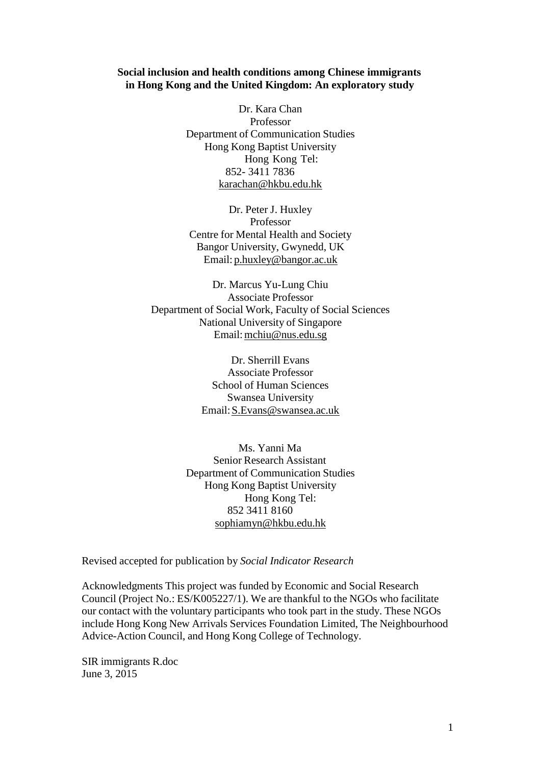**Social inclusion and health conditions among Chinese immigrants in Hong Kong and the United Kingdom: An exploratory study**

Dr. Kara Chan
Professor
Department of Communication Studies
Hong Kong Baptist University
Hong Kong Tel:
852- 3411 7836
karachan@hkbu.edu.hk

Dr. Peter J. Huxley
Professor
Centre for Mental Health and Society
Bangor University, Gwynedd, UK
Email: p.huxley@bangor.ac.uk

Dr. Marcus Yu-Lung Chiu
Associate Professor
Department of Social Work, Faculty of Social Sciences
National University of Singapore
Email: mchiu@nus.edu.sg

Dr. Sherrill Evans
Associate Professor
School of Human Sciences
Swansea University
Email: S.Evans@swansea.ac.uk

Ms. Yanni Ma
Senior Research Assistant
Department of Communication Studies
Hong Kong Baptist University
Hong Kong Tel:
852 3411 8160
sophiamyn@hkbu.edu.hk

Revised accepted for publication by *Social Indicator Research*

Acknowledgments This project was funded by Economic and Social Research Council (Project No.: ES/K005227/1). We are thankful to the NGOs who facilitate our contact with the voluntary participants who took part in the study. These NGOs include Hong Kong New Arrivals Services Foundation Limited, The Neighbourhood Advice-Action Council, and Hong Kong College of Technology.

SIR immigrants R.doc
June 3, 2015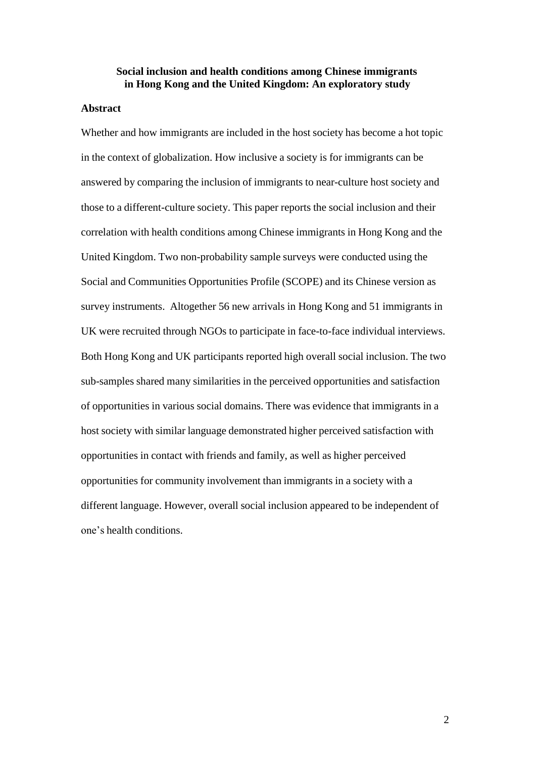**Social inclusion and health conditions among Chinese immigrants in Hong Kong and the United Kingdom: An exploratory study**

## Abstract

Whether and how immigrants are included in the host society has become a hot topic in the context of globalization. How inclusive a society is for immigrants can be answered by comparing the inclusion of immigrants to near-culture host society and those to a different-culture society. This paper reports the social inclusion and their correlation with health conditions among Chinese immigrants in Hong Kong and the United Kingdom. Two non-probability sample surveys were conducted using the Social and Communities Opportunities Profile (SCOPE) and its Chinese version as survey instruments. Altogether 56 new arrivals in Hong Kong and 51 immigrants in UK were recruited through NGOs to participate in face-to-face individual interviews. Both Hong Kong and UK participants reported high overall social inclusion. The two sub-samples shared many similarities in the perceived opportunities and satisfaction of opportunities in various social domains. There was evidence that immigrants in a host society with similar language demonstrated higher perceived satisfaction with opportunities in contact with friends and family, as well as higher perceived opportunities for community involvement than immigrants in a society with a different language. However, overall social inclusion appeared to be independent of one's health conditions.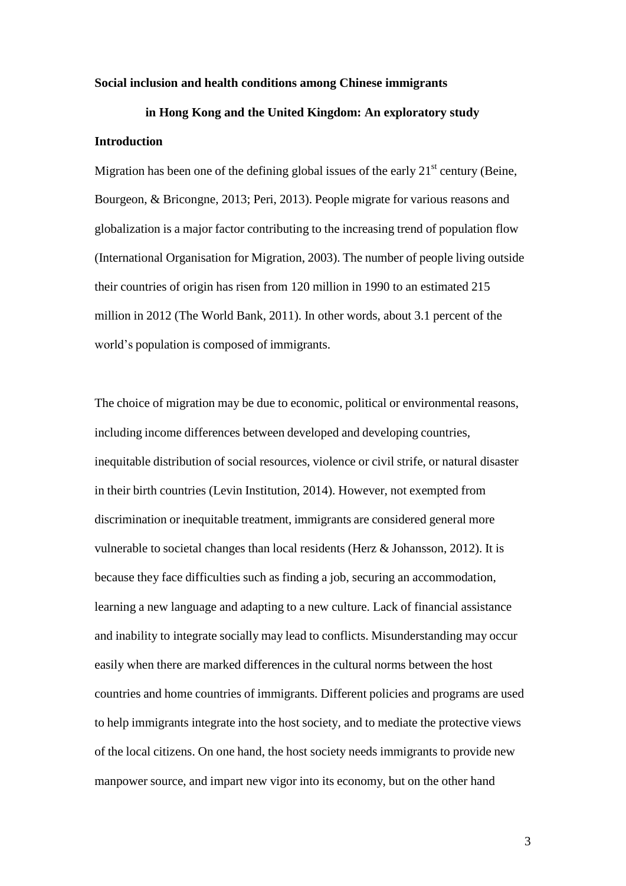**Social inclusion and health conditions among Chinese immigrants**

**in Hong Kong and the United Kingdom: An exploratory study**

## Introduction

Migration has been one of the defining global issues of the early 21$^{st}$ century (Beine, Bourgeon, & Bricongne, 2013; Peri, 2013). People migrate for various reasons and globalization is a major factor contributing to the increasing trend of population flow (International Organisation for Migration, 2003). The number of people living outside their countries of origin has risen from 120 million in 1990 to an estimated 215 million in 2012 (The World Bank, 2011). In other words, about 3.1 percent of the world's population is composed of immigrants.

The choice of migration may be due to economic, political or environmental reasons, including income differences between developed and developing countries, inequitable distribution of social resources, violence or civil strife, or natural disaster in their birth countries (Levin Institution, 2014). However, not exempted from discrimination or inequitable treatment, immigrants are considered general more vulnerable to societal changes than local residents (Herz & Johansson, 2012). It is because they face difficulties such as finding a job, securing an accommodation, learning a new language and adapting to a new culture. Lack of financial assistance and inability to integrate socially may lead to conflicts. Misunderstanding may occur easily when there are marked differences in the cultural norms between the host countries and home countries of immigrants. Different policies and programs are used to help immigrants integrate into the host society, and to mediate the protective views of the local citizens. On one hand, the host society needs immigrants to provide new manpower source, and impart new vigor into its economy, but on the other hand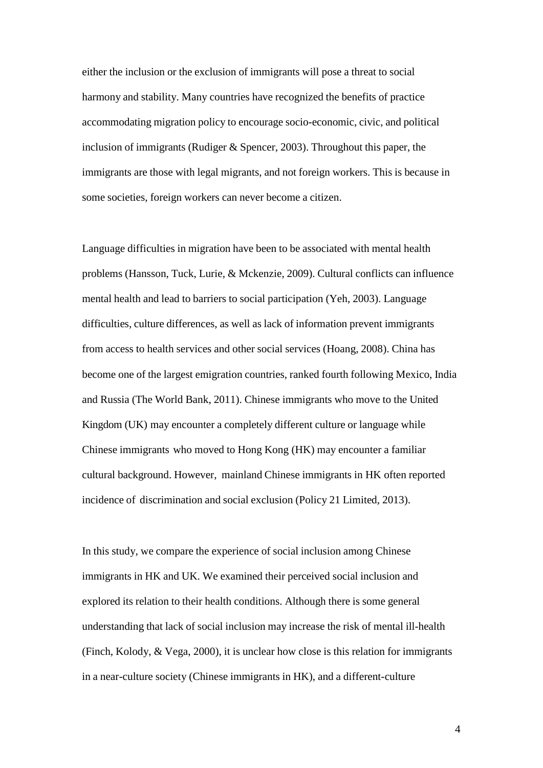either the inclusion or the exclusion of immigrants will pose a threat to social harmony and stability. Many countries have recognized the benefits of practice accommodating migration policy to encourage socio-economic, civic, and political inclusion of immigrants (Rudiger & Spencer, 2003). Throughout this paper, the immigrants are those with legal migrants, and not foreign workers. This is because in some societies, foreign workers can never become a citizen.

Language difficulties in migration have been to be associated with mental health problems (Hansson, Tuck, Lurie, & Mckenzie, 2009). Cultural conflicts can influence mental health and lead to barriers to social participation (Yeh, 2003). Language difficulties, culture differences, as well as lack of information prevent immigrants from access to health services and other social services (Hoang, 2008). China has become one of the largest emigration countries, ranked fourth following Mexico, India and Russia (The World Bank, 2011). Chinese immigrants who move to the United Kingdom (UK) may encounter a completely different culture or language while Chinese immigrants who moved to Hong Kong (HK) may encounter a familiar cultural background. However, mainland Chinese immigrants in HK often reported incidence of discrimination and social exclusion (Policy 21 Limited, 2013).

In this study, we compare the experience of social inclusion among Chinese immigrants in HK and UK. We examined their perceived social inclusion and explored its relation to their health conditions. Although there is some general understanding that lack of social inclusion may increase the risk of mental ill-health (Finch, Kolody, & Vega, 2000), it is unclear how close is this relation for immigrants in a near-culture society (Chinese immigrants in HK), and a different-culture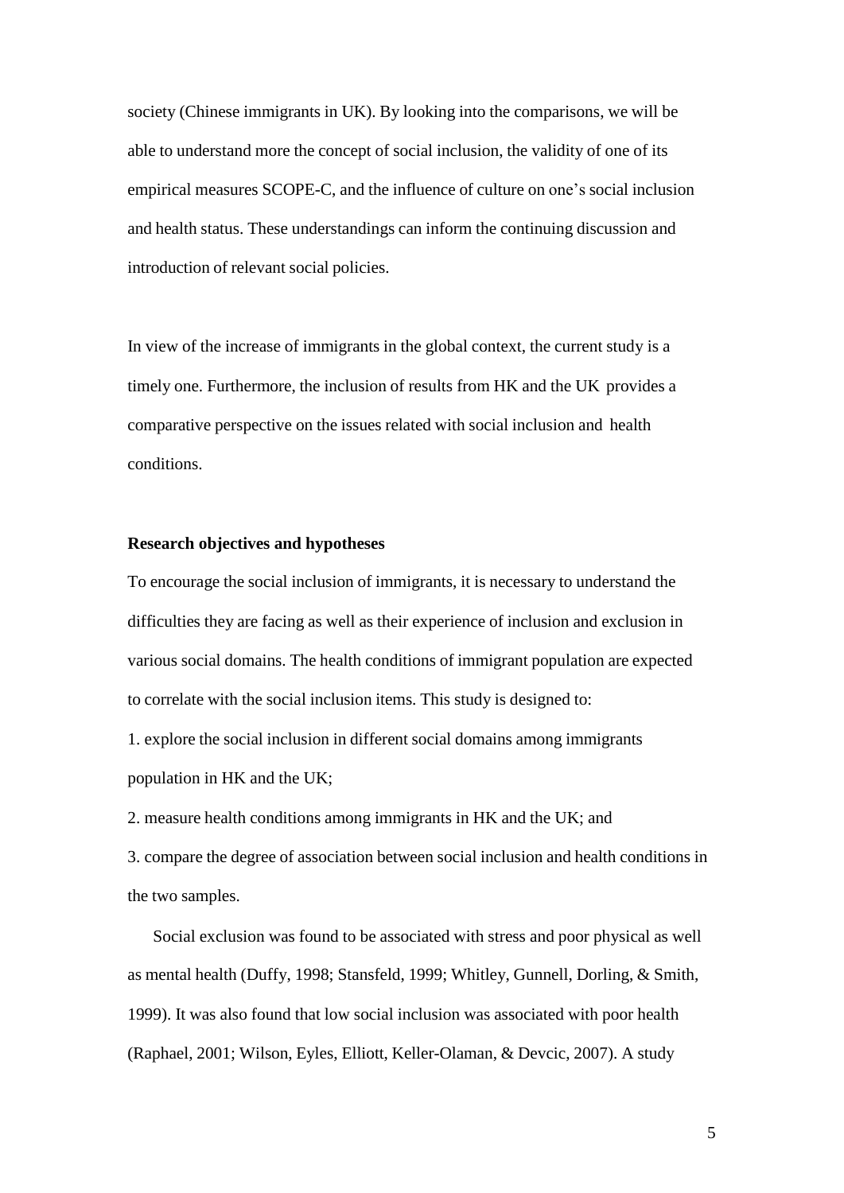society (Chinese immigrants in UK). By looking into the comparisons, we will be able to understand more the concept of social inclusion, the validity of one of its empirical measures SCOPE-C, and the influence of culture on one's social inclusion and health status. These understandings can inform the continuing discussion and introduction of relevant social policies.

In view of the increase of immigrants in the global context, the current study is a timely one. Furthermore, the inclusion of results from HK and the UK provides a comparative perspective on the issues related with social inclusion and health conditions.

**Research objectives and hypotheses**

To encourage the social inclusion of immigrants, it is necessary to understand the difficulties they are facing as well as their experience of inclusion and exclusion in various social domains. The health conditions of immigrant population are expected to correlate with the social inclusion items. This study is designed to:

1. explore the social inclusion in different social domains among immigrants population in HK and the UK;
2. measure health conditions among immigrants in HK and the UK; and
3. compare the degree of association between social inclusion and health conditions in the two samples.

Social exclusion was found to be associated with stress and poor physical as well as mental health (Duffy, 1998; Stansfeld, 1999; Whitley, Gunnell, Dorling, & Smith, 1999). It was also found that low social inclusion was associated with poor health (Raphael, 2001; Wilson, Eyles, Elliott, Keller-Olaman, & Devcic, 2007). A study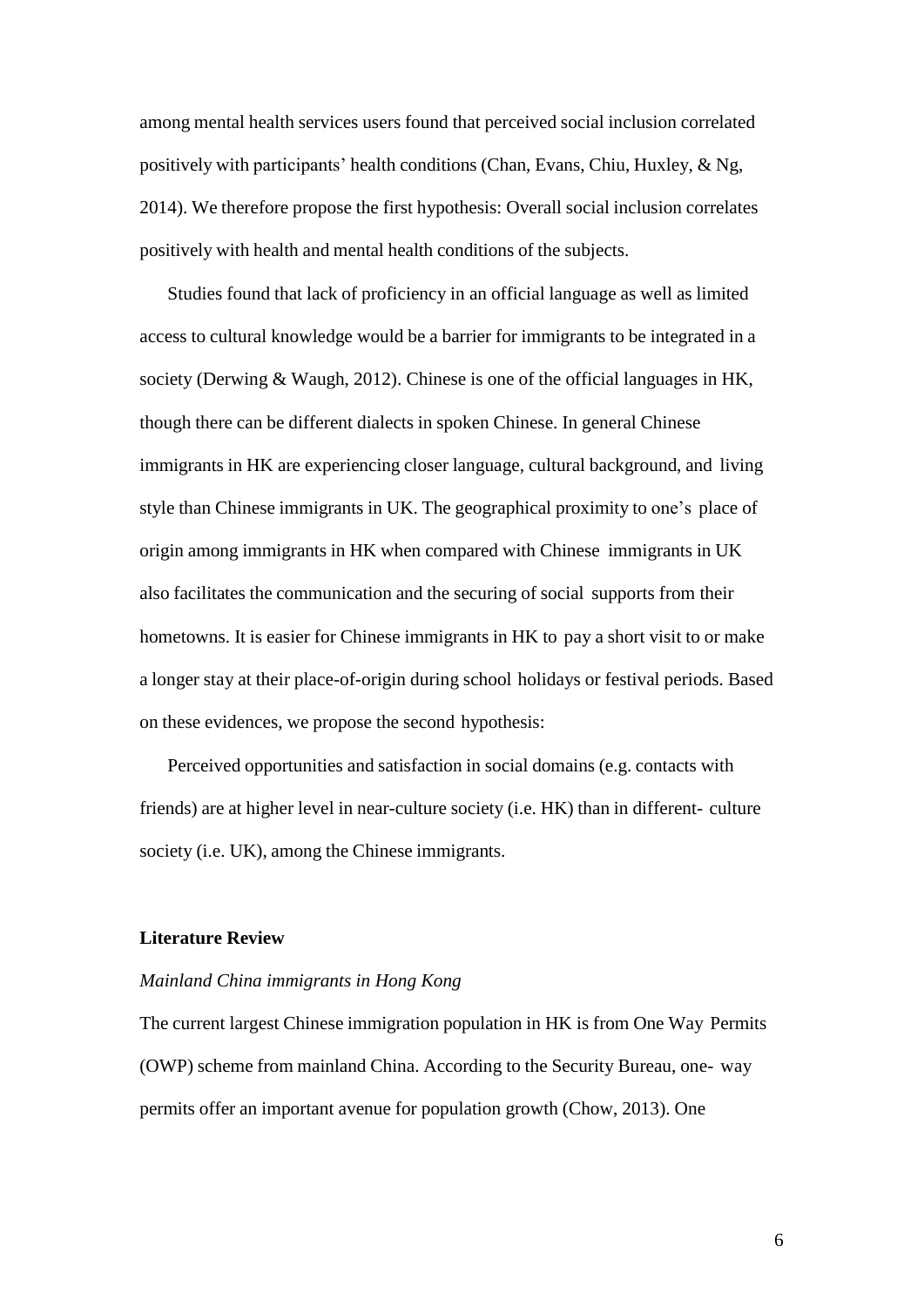among mental health services users found that perceived social inclusion correlated positively with participants' health conditions (Chan, Evans, Chiu, Huxley, & Ng, 2014). We therefore propose the first hypothesis: Overall social inclusion correlates positively with health and mental health conditions of the subjects.

Studies found that lack of proficiency in an official language as well as limited access to cultural knowledge would be a barrier for immigrants to be integrated in a society (Derwing & Waugh, 2012). Chinese is one of the official languages in HK, though there can be different dialects in spoken Chinese. In general Chinese immigrants in HK are experiencing closer language, cultural background, and living style than Chinese immigrants in UK. The geographical proximity to one's place of origin among immigrants in HK when compared with Chinese immigrants in UK also facilitates the communication and the securing of social supports from their hometowns. It is easier for Chinese immigrants in HK to pay a short visit to or make a longer stay at their place-of-origin during school holidays or festival periods. Based on these evidences, we propose the second hypothesis:

Perceived opportunities and satisfaction in social domains (e.g. contacts with friends) are at higher level in near-culture society (i.e. HK) than in different- culture society (i.e. UK), among the Chinese immigrants.

**Literature Review**

*Mainland China immigrants in Hong Kong*

The current largest Chinese immigration population in HK is from One Way Permits (OWP) scheme from mainland China. According to the Security Bureau, one- way permits offer an important avenue for population growth (Chow, 2013). One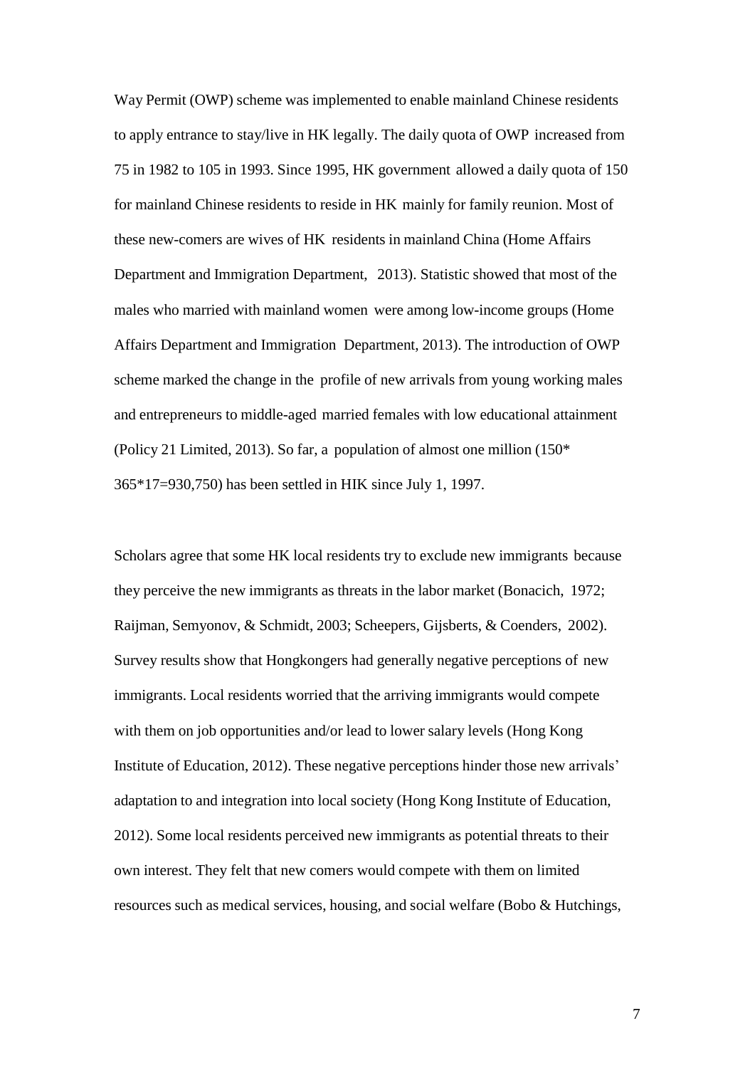Way Permit (OWP) scheme was implemented to enable mainland Chinese residents to apply entrance to stay/live in HK legally. The daily quota of OWP increased from 75 in 1982 to 105 in 1993. Since 1995, HK government allowed a daily quota of 150 for mainland Chinese residents to reside in HK mainly for family reunion. Most of these new-comers are wives of HK residents in mainland China (Home Affairs Department and Immigration Department, 2013). Statistic showed that most of the males who married with mainland women were among low-income groups (Home Affairs Department and Immigration Department, 2013). The introduction of OWP scheme marked the change in the profile of new arrivals from young working males and entrepreneurs to middle-aged married females with low educational attainment (Policy 21 Limited, 2013). So far, a population of almost one million (150*365*17=930,750) has been settled in HIK since July 1, 1997.

Scholars agree that some HK local residents try to exclude new immigrants because they perceive the new immigrants as threats in the labor market (Bonacich, 1972; Raijman, Semyonov, & Schmidt, 2003; Scheepers, Gijsberts, & Coenders, 2002). Survey results show that Hongkongers had generally negative perceptions of new immigrants. Local residents worried that the arriving immigrants would compete with them on job opportunities and/or lead to lower salary levels (Hong Kong Institute of Education, 2012). These negative perceptions hinder those new arrivals' adaptation to and integration into local society (Hong Kong Institute of Education, 2012). Some local residents perceived new immigrants as potential threats to their own interest. They felt that new comers would compete with them on limited resources such as medical services, housing, and social welfare (Bobo & Hutchings,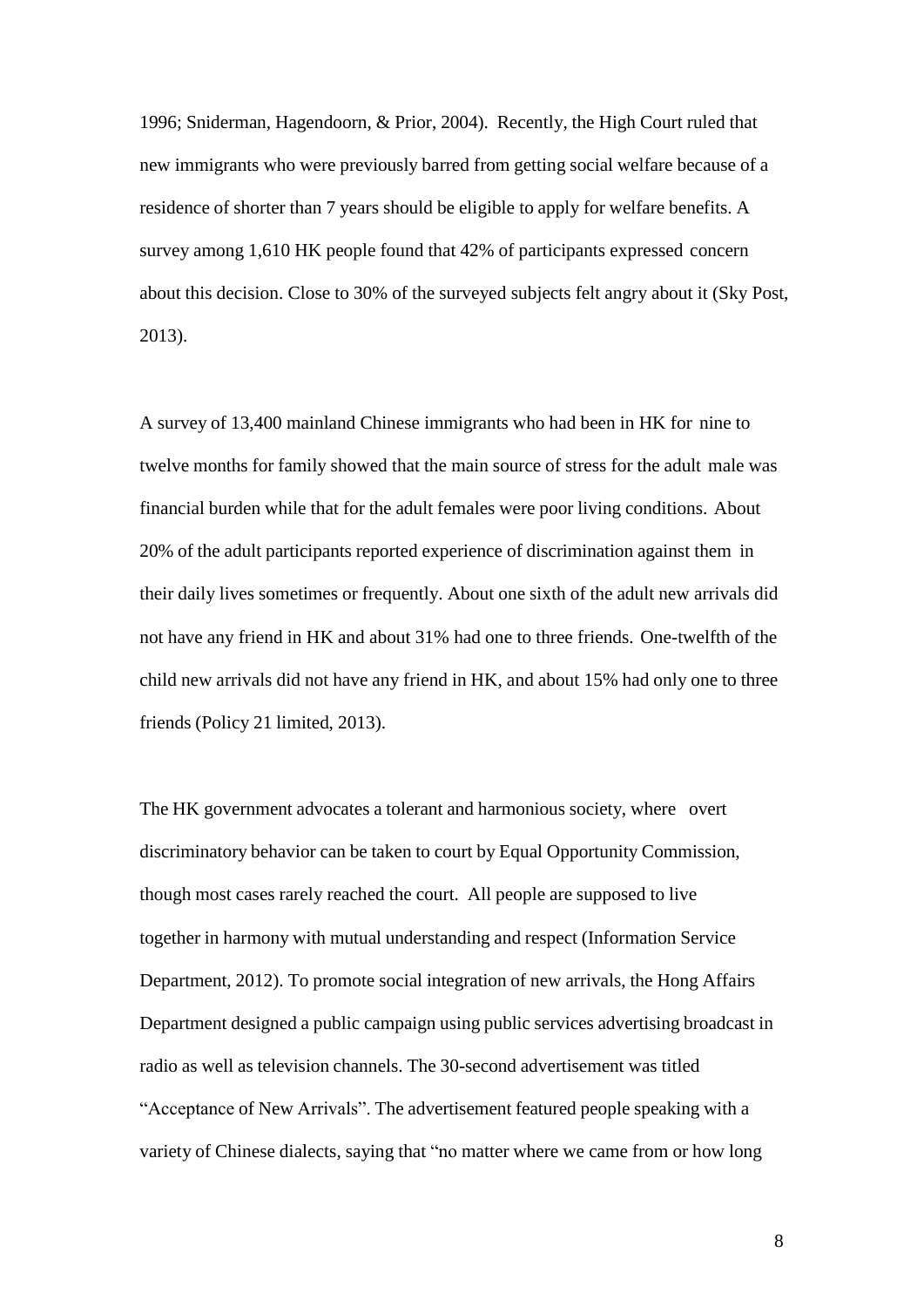1996; Sniderman, Hagendoorn, & Prior, 2004). Recently, the High Court ruled that new immigrants who were previously barred from getting social welfare because of a residence of shorter than 7 years should be eligible to apply for welfare benefits. A survey among 1,610 HK people found that 42% of participants expressed concern about this decision. Close to 30% of the surveyed subjects felt angry about it (Sky Post, 2013).

A survey of 13,400 mainland Chinese immigrants who had been in HK for nine to twelve months for family showed that the main source of stress for the adult male was financial burden while that for the adult females were poor living conditions. About 20% of the adult participants reported experience of discrimination against them in their daily lives sometimes or frequently. About one sixth of the adult new arrivals did not have any friend in HK and about 31% had one to three friends. One-twelfth of the child new arrivals did not have any friend in HK, and about 15% had only one to three friends (Policy 21 limited, 2013).

The HK government advocates a tolerant and harmonious society, where overt discriminatory behavior can be taken to court by Equal Opportunity Commission, though most cases rarely reached the court. All people are supposed to live together in harmony with mutual understanding and respect (Information Service Department, 2012). To promote social integration of new arrivals, the Hong Affairs Department designed a public campaign using public services advertising broadcast in radio as well as television channels. The 30-second advertisement was titled "Acceptance of New Arrivals". The advertisement featured people speaking with a variety of Chinese dialects, saying that "no matter where we came from or how long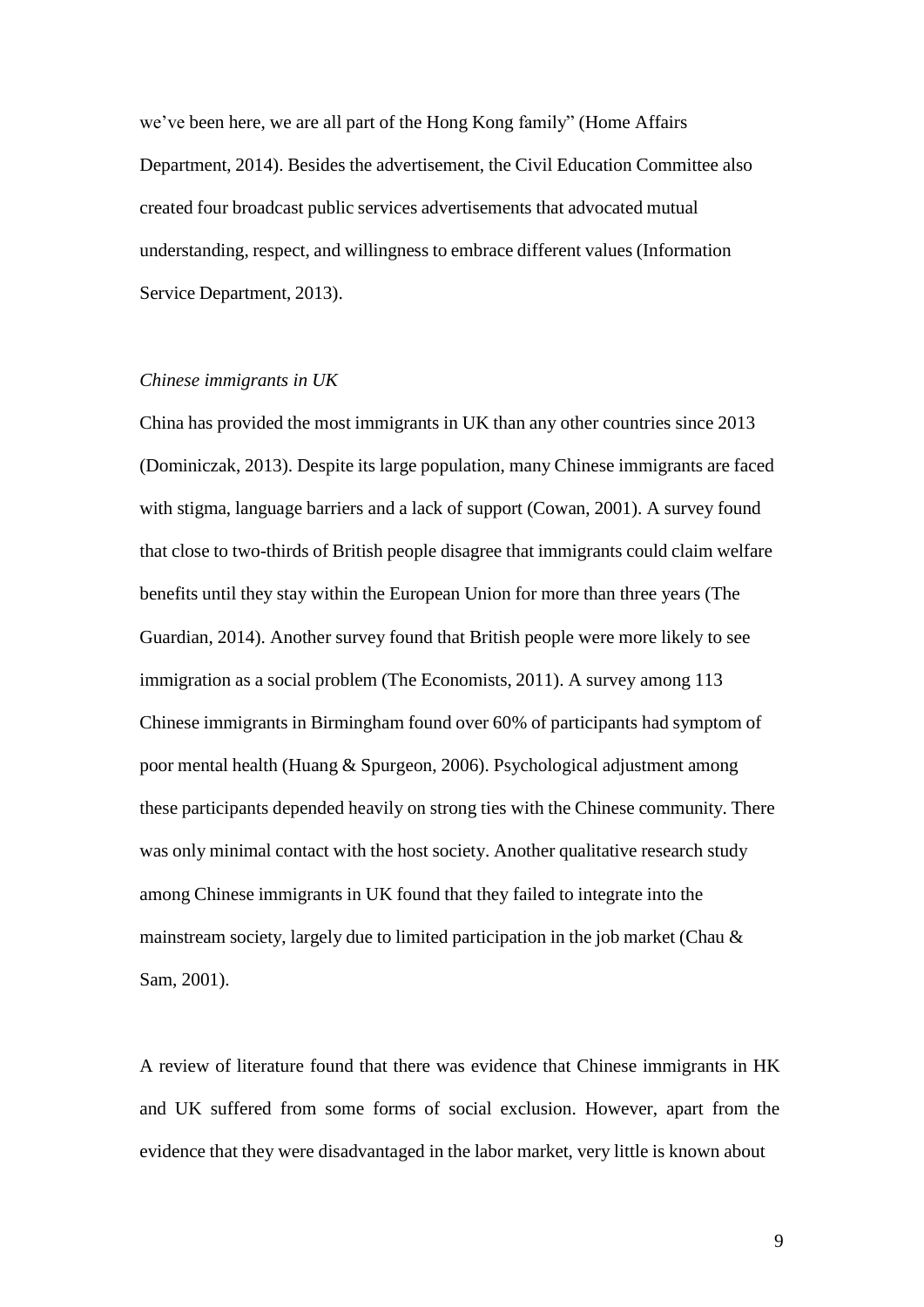we've been here, we are all part of the Hong Kong family" (Home Affairs Department, 2014). Besides the advertisement, the Civil Education Committee also created four broadcast public services advertisements that advocated mutual understanding, respect, and willingness to embrace different values (Information Service Department, 2013).

*Chinese immigrants in UK*

China has provided the most immigrants in UK than any other countries since 2013 (Dominiczak, 2013). Despite its large population, many Chinese immigrants are faced with stigma, language barriers and a lack of support (Cowan, 2001). A survey found that close to two-thirds of British people disagree that immigrants could claim welfare benefits until they stay within the European Union for more than three years (The Guardian, 2014). Another survey found that British people were more likely to see immigration as a social problem (The Economists, 2011). A survey among 113 Chinese immigrants in Birmingham found over 60% of participants had symptom of poor mental health (Huang & Spurgeon, 2006). Psychological adjustment among these participants depended heavily on strong ties with the Chinese community. There was only minimal contact with the host society. Another qualitative research study among Chinese immigrants in UK found that they failed to integrate into the mainstream society, largely due to limited participation in the job market (Chau & Sam, 2001).

A review of literature found that there was evidence that Chinese immigrants in HK and UK suffered from some forms of social exclusion. However, apart from the evidence that they were disadvantaged in the labor market, very little is known about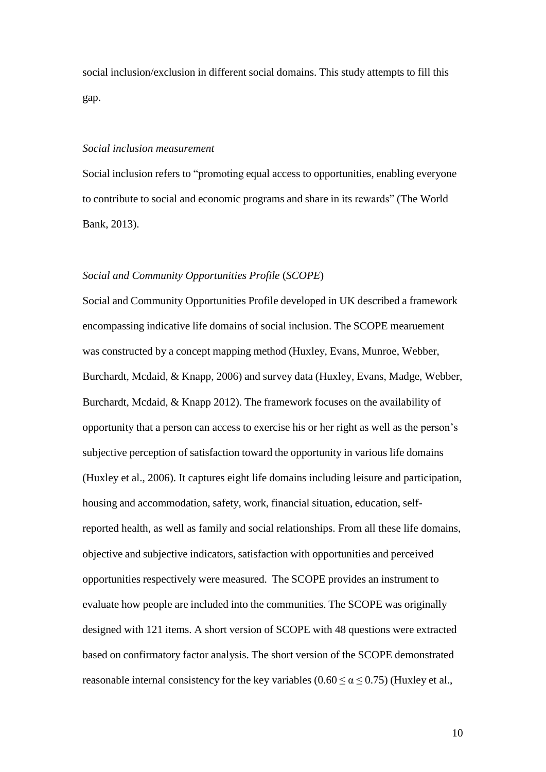social inclusion/exclusion in different social domains. This study attempts to fill this gap.

### *Social inclusion measurement*

Social inclusion refers to "promoting equal access to opportunities, enabling everyone to contribute to social and economic programs and share in its rewards" (The World Bank, 2013).

### *Social and Community Opportunities Profile* (*SCOPE*)

Social and Community Opportunities Profile developed in UK described a framework encompassing indicative life domains of social inclusion. The SCOPE mearuement was constructed by a concept mapping method (Huxley, Evans, Munroe, Webber, Burchardt, Mcdaid, & Knapp, 2006) and survey data (Huxley, Evans, Madge, Webber, Burchardt, Mcdaid, & Knapp 2012). The framework focuses on the availability of opportunity that a person can access to exercise his or her right as well as the person's subjective perception of satisfaction toward the opportunity in various life domains (Huxley et al., 2006). It captures eight life domains including leisure and participation, housing and accommodation, safety, work, financial situation, education, self-reported health, as well as family and social relationships. From all these life domains, objective and subjective indicators, satisfaction with opportunities and perceived opportunities respectively were measured. The SCOPE provides an instrument to evaluate how people are included into the communities. The SCOPE was originally designed with 121 items. A short version of SCOPE with 48 questions were extracted based on confirmatory factor analysis. The short version of the SCOPE demonstrated reasonable internal consistency for the key variables ($0.60 \leq \alpha \leq 0.75$) (Huxley et al.,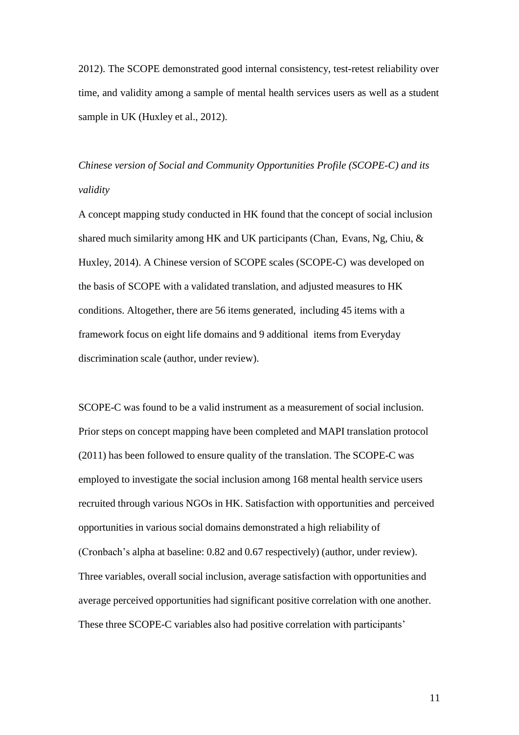2012). The SCOPE demonstrated good internal consistency, test-retest reliability over time, and validity among a sample of mental health services users as well as a student sample in UK (Huxley et al., 2012).

*Chinese version of Social and Community Opportunities Profile (SCOPE-C) and its validity*

A concept mapping study conducted in HK found that the concept of social inclusion shared much similarity among HK and UK participants (Chan, Evans, Ng, Chiu, & Huxley, 2014). A Chinese version of SCOPE scales (SCOPE-C) was developed on the basis of SCOPE with a validated translation, and adjusted measures to HK conditions. Altogether, there are 56 items generated, including 45 items with a framework focus on eight life domains and 9 additional items from Everyday discrimination scale (author, under review).

SCOPE-C was found to be a valid instrument as a measurement of social inclusion. Prior steps on concept mapping have been completed and MAPI translation protocol (2011) has been followed to ensure quality of the translation. The SCOPE-C was employed to investigate the social inclusion among 168 mental health service users recruited through various NGOs in HK. Satisfaction with opportunities and perceived opportunities in various social domains demonstrated a high reliability of (Cronbach's alpha at baseline: 0.82 and 0.67 respectively) (author, under review). Three variables, overall social inclusion, average satisfaction with opportunities and average perceived opportunities had significant positive correlation with one another. These three SCOPE-C variables also had positive correlation with participants'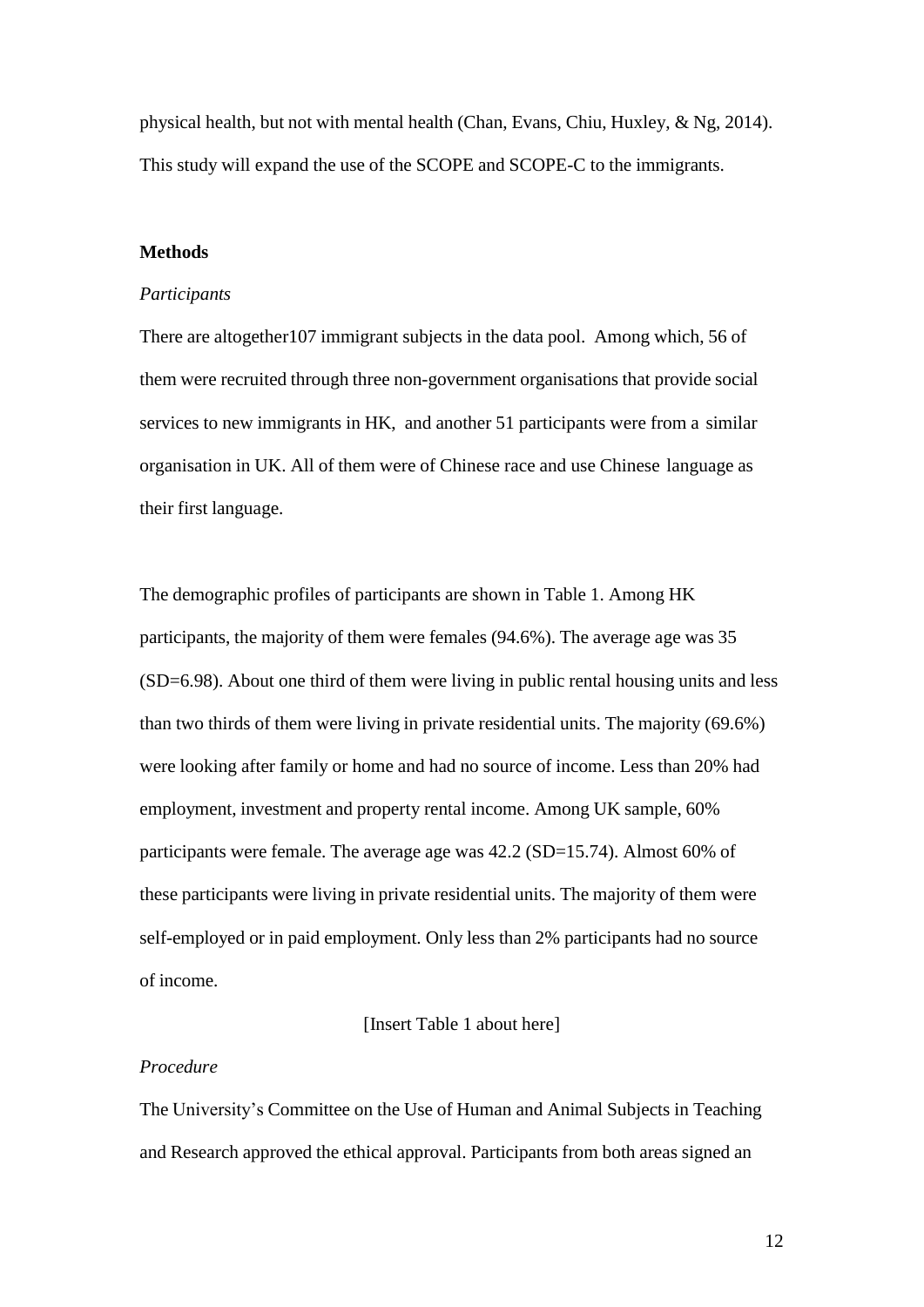physical health, but not with mental health (Chan, Evans, Chiu, Huxley, & Ng, 2014). This study will expand the use of the SCOPE and SCOPE-C to the immigrants.

## Methods

### *Participants*

There are altogether107 immigrant subjects in the data pool. Among which, 56 of them were recruited through three non-government organisations that provide social services to new immigrants in HK, and another 51 participants were from a similar organisation in UK. All of them were of Chinese race and use Chinese language as their first language.

The demographic profiles of participants are shown in Table 1. Among HK participants, the majority of them were females (94.6%). The average age was 35 (SD=6.98). About one third of them were living in public rental housing units and less than two thirds of them were living in private residential units. The majority (69.6%) were looking after family or home and had no source of income. Less than 20% had employment, investment and property rental income. Among UK sample, 60% participants were female. The average age was 42.2 (SD=15.74). Almost 60% of these participants were living in private residential units. The majority of them were self-employed or in paid employment. Only less than 2% participants had no source of income.

[Insert Table 1 about here]

### *Procedure*

The University's Committee on the Use of Human and Animal Subjects in Teaching and Research approved the ethical approval. Participants from both areas signed an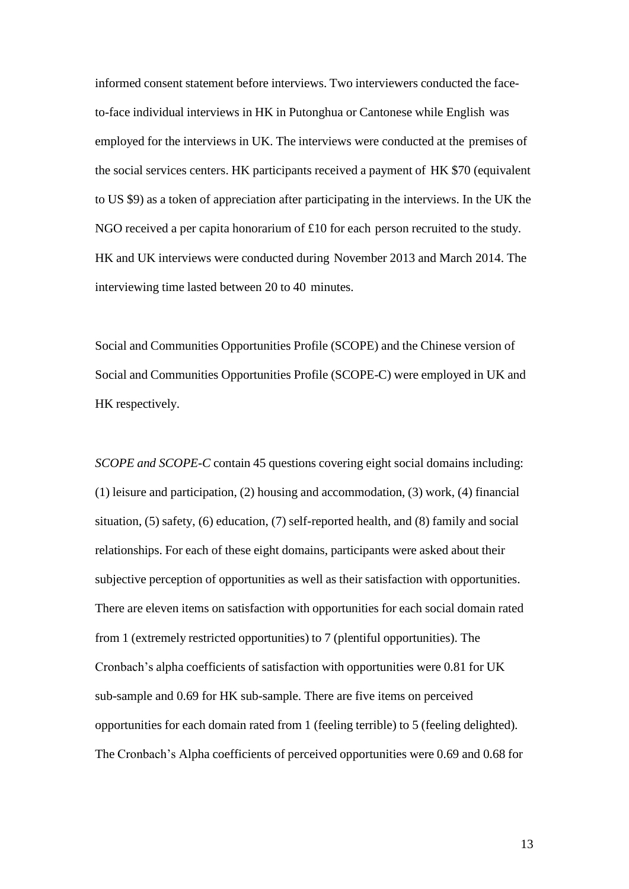informed consent statement before interviews. Two interviewers conducted the face-to-face individual interviews in HK in Putonghua or Cantonese while English was employed for the interviews in UK. The interviews were conducted at the premises of the social services centers. HK participants received a payment of HK $70 (equivalent to US $9) as a token of appreciation after participating in the interviews. In the UK the NGO received a per capita honorarium of £10 for each person recruited to the study. HK and UK interviews were conducted during November 2013 and March 2014. The interviewing time lasted between 20 to 40 minutes.

Social and Communities Opportunities Profile (SCOPE) and the Chinese version of Social and Communities Opportunities Profile (SCOPE-C) were employed in UK and HK respectively.

*SCOPE and SCOPE-C* contain 45 questions covering eight social domains including: (1) leisure and participation, (2) housing and accommodation, (3) work, (4) financial situation, (5) safety, (6) education, (7) self-reported health, and (8) family and social relationships. For each of these eight domains, participants were asked about their subjective perception of opportunities as well as their satisfaction with opportunities. There are eleven items on satisfaction with opportunities for each social domain rated from 1 (extremely restricted opportunities) to 7 (plentiful opportunities). The Cronbach's alpha coefficients of satisfaction with opportunities were 0.81 for UK sub-sample and 0.69 for HK sub-sample. There are five items on perceived opportunities for each domain rated from 1 (feeling terrible) to 5 (feeling delighted). The Cronbach's Alpha coefficients of perceived opportunities were 0.69 and 0.68 for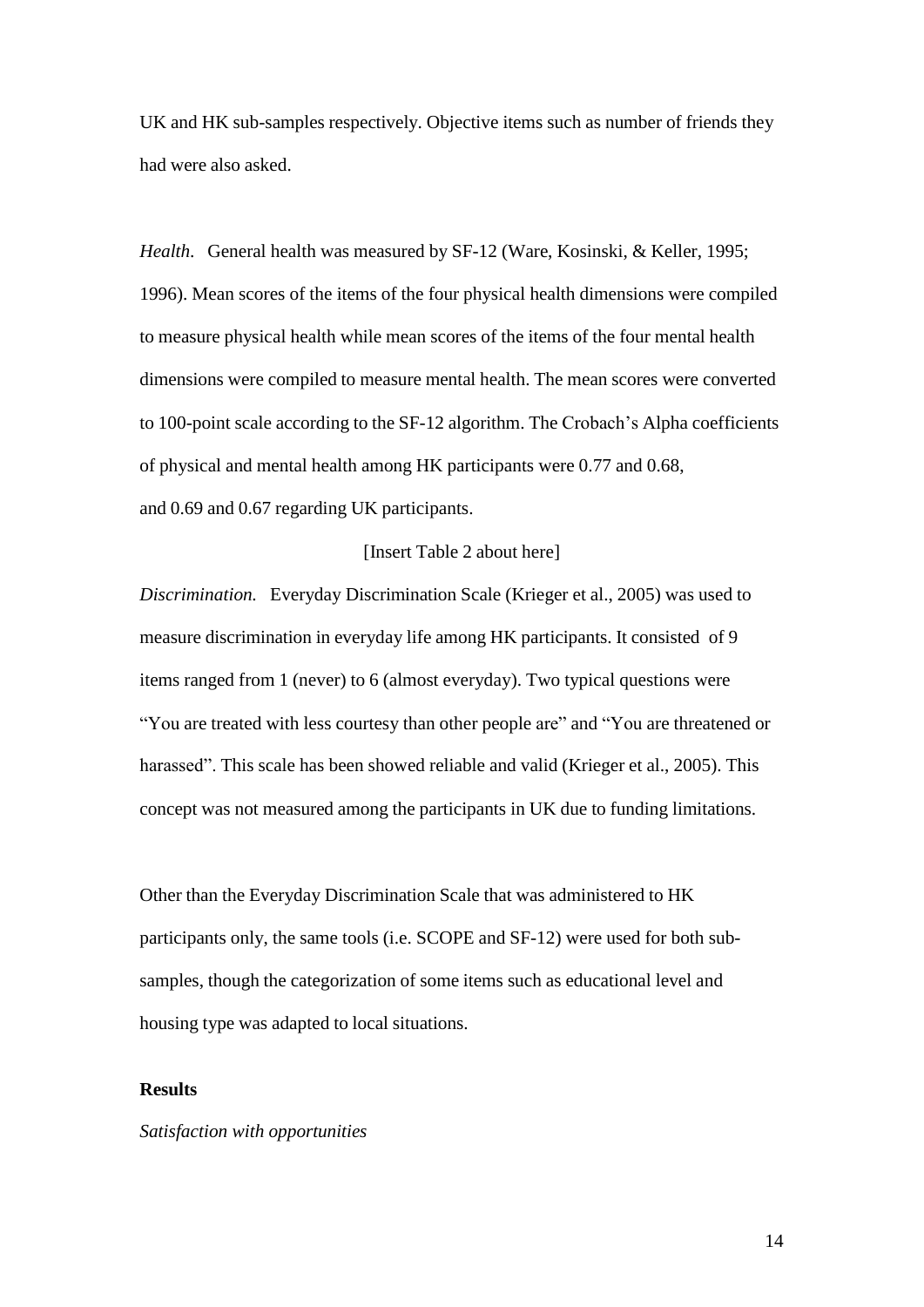UK and HK sub-samples respectively. Objective items such as number of friends they had were also asked.

*Health.* General health was measured by SF-12 (Ware, Kosinski, & Keller, 1995; 1996). Mean scores of the items of the four physical health dimensions were compiled to measure physical health while mean scores of the items of the four mental health dimensions were compiled to measure mental health. The mean scores were converted to 100-point scale according to the SF-12 algorithm. The Crobach's Alpha coefficients of physical and mental health among HK participants were 0.77 and 0.68, and 0.69 and 0.67 regarding UK participants.

[Insert Table 2 about here]

*Discrimination.* Everyday Discrimination Scale (Krieger et al., 2005) was used to measure discrimination in everyday life among HK participants. It consisted of 9 items ranged from 1 (never) to 6 (almost everyday). Two typical questions were "You are treated with less courtesy than other people are" and "You are threatened or harassed". This scale has been showed reliable and valid (Krieger et al., 2005). This concept was not measured among the participants in UK due to funding limitations.

Other than the Everyday Discrimination Scale that was administered to HK participants only, the same tools (i.e. SCOPE and SF-12) were used for both sub-samples, though the categorization of some items such as educational level and housing type was adapted to local situations.

## Results

*Satisfaction with opportunities*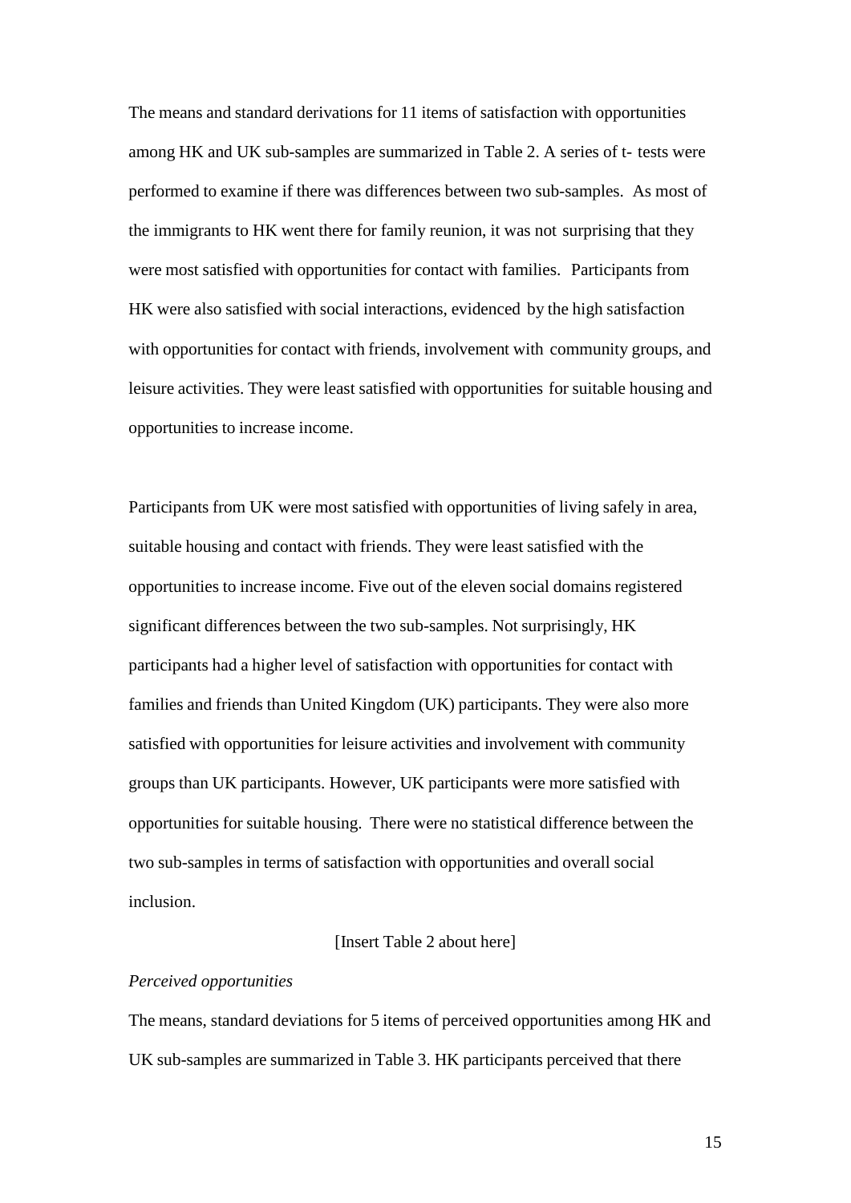The means and standard derivations for 11 items of satisfaction with opportunities among HK and UK sub-samples are summarized in Table 2. A series of t- tests were performed to examine if there was differences between two sub-samples. As most of the immigrants to HK went there for family reunion, it was not surprising that they were most satisfied with opportunities for contact with families. Participants from HK were also satisfied with social interactions, evidenced by the high satisfaction with opportunities for contact with friends, involvement with community groups, and leisure activities. They were least satisfied with opportunities for suitable housing and opportunities to increase income.

Participants from UK were most satisfied with opportunities of living safely in area, suitable housing and contact with friends. They were least satisfied with the opportunities to increase income. Five out of the eleven social domains registered significant differences between the two sub-samples. Not surprisingly, HK participants had a higher level of satisfaction with opportunities for contact with families and friends than United Kingdom (UK) participants. They were also more satisfied with opportunities for leisure activities and involvement with community groups than UK participants. However, UK participants were more satisfied with opportunities for suitable housing. There were no statistical difference between the two sub-samples in terms of satisfaction with opportunities and overall social inclusion.

[Insert Table 2 about here]

*Perceived opportunities*

The means, standard deviations for 5 items of perceived opportunities among HK and UK sub-samples are summarized in Table 3. HK participants perceived that there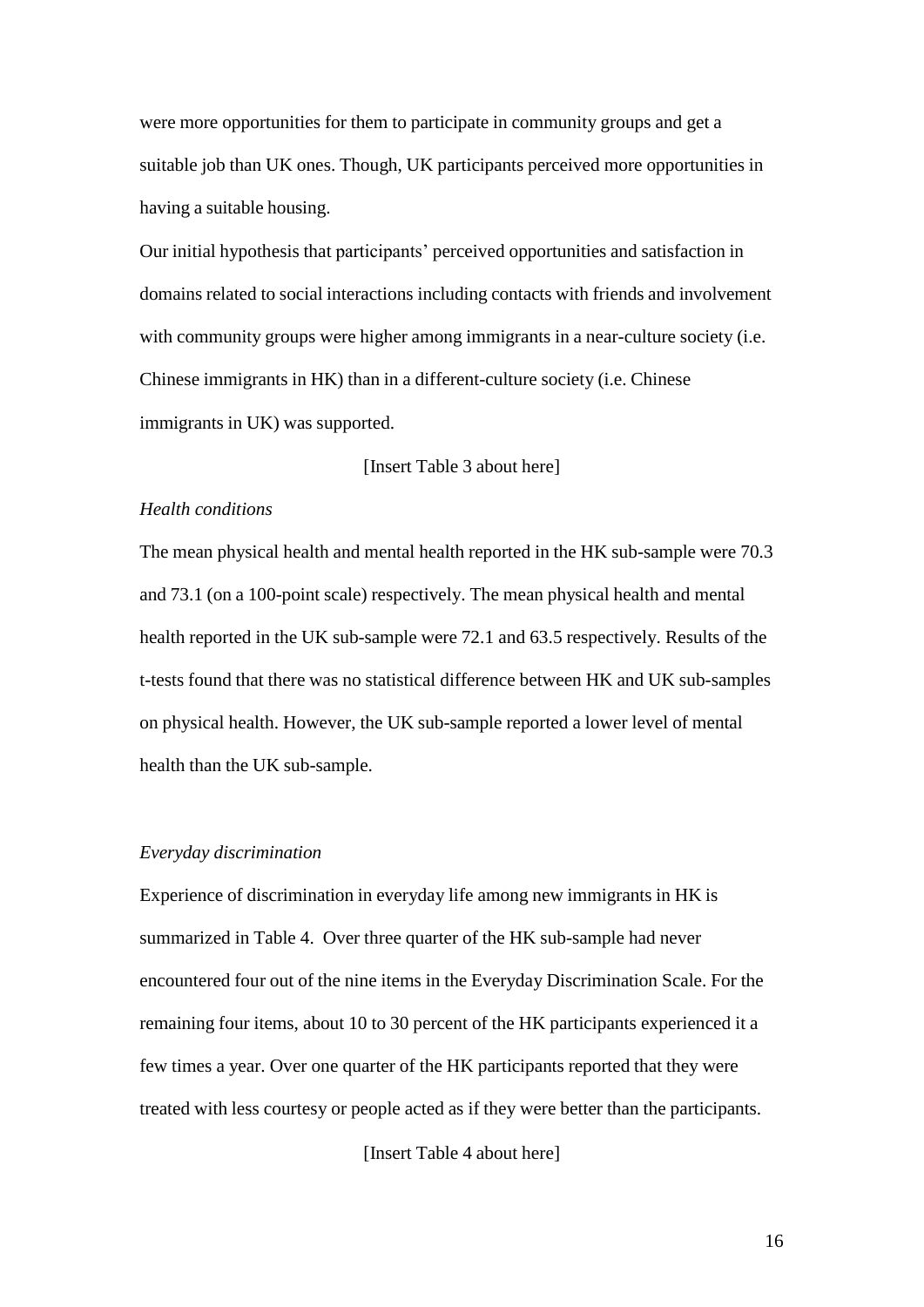were more opportunities for them to participate in community groups and get a suitable job than UK ones. Though, UK participants perceived more opportunities in having a suitable housing.

Our initial hypothesis that participants' perceived opportunities and satisfaction in domains related to social interactions including contacts with friends and involvement with community groups were higher among immigrants in a near-culture society (i.e. Chinese immigrants in HK) than in a different-culture society (i.e. Chinese immigrants in UK) was supported.

[Insert Table 3 about here]

*Health conditions*

The mean physical health and mental health reported in the HK sub-sample were 70.3 and 73.1 (on a 100-point scale) respectively. The mean physical health and mental health reported in the UK sub-sample were 72.1 and 63.5 respectively. Results of the t-tests found that there was no statistical difference between HK and UK sub-samples on physical health. However, the UK sub-sample reported a lower level of mental health than the UK sub-sample.

*Everyday discrimination*

Experience of discrimination in everyday life among new immigrants in HK is summarized in Table 4. Over three quarter of the HK sub-sample had never encountered four out of the nine items in the Everyday Discrimination Scale. For the remaining four items, about 10 to 30 percent of the HK participants experienced it a few times a year. Over one quarter of the HK participants reported that they were treated with less courtesy or people acted as if they were better than the participants.

[Insert Table 4 about here]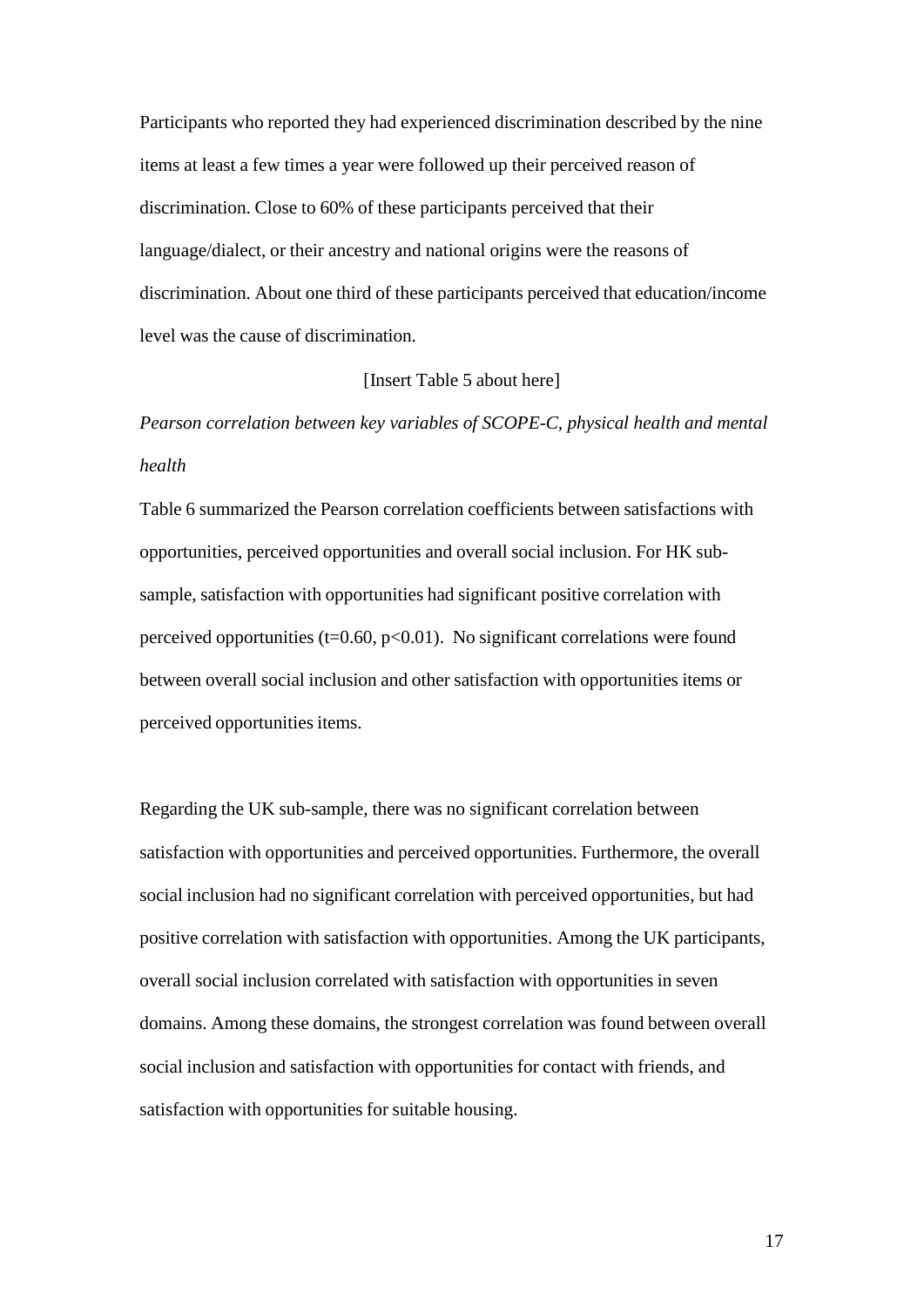Participants who reported they had experienced discrimination described by the nine items at least a few times a year were followed up their perceived reason of discrimination. Close to 60% of these participants perceived that their language/dialect, or their ancestry and national origins were the reasons of discrimination. About one third of these participants perceived that education/income level was the cause of discrimination.

[Insert Table 5 about here]

*Pearson correlation between key variables of SCOPE-C, physical health and mental health*

Table 6 summarized the Pearson correlation coefficients between satisfactions with opportunities, perceived opportunities and overall social inclusion. For HK sub-sample, satisfaction with opportunities had significant positive correlation with perceived opportunities ($t=0.60$, $p<0.01$). No significant correlations were found between overall social inclusion and other satisfaction with opportunities items or perceived opportunities items.

Regarding the UK sub-sample, there was no significant correlation between satisfaction with opportunities and perceived opportunities. Furthermore, the overall social inclusion had no significant correlation with perceived opportunities, but had positive correlation with satisfaction with opportunities. Among the UK participants, overall social inclusion correlated with satisfaction with opportunities in seven domains. Among these domains, the strongest correlation was found between overall social inclusion and satisfaction with opportunities for contact with friends, and satisfaction with opportunities for suitable housing.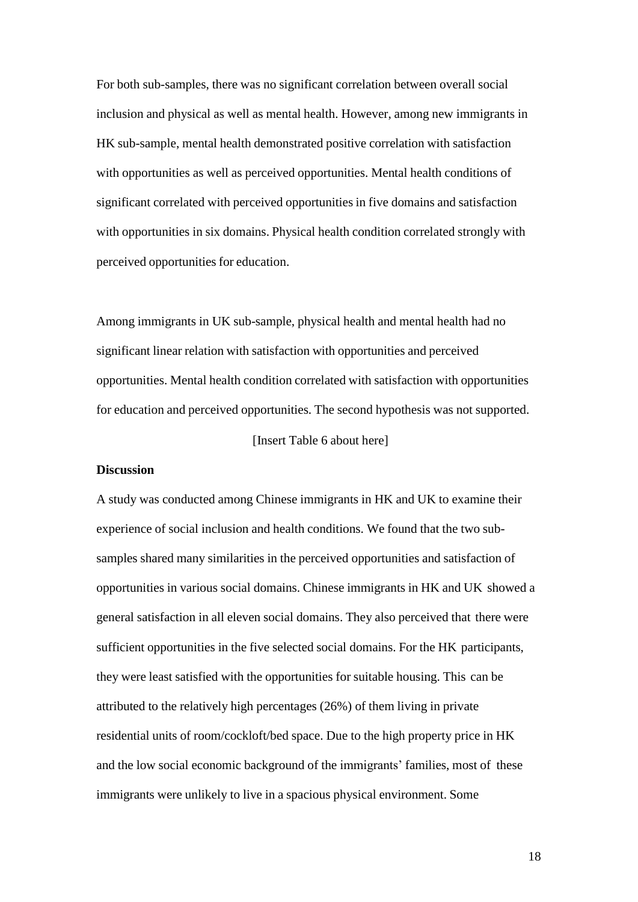For both sub-samples, there was no significant correlation between overall social inclusion and physical as well as mental health. However, among new immigrants in HK sub-sample, mental health demonstrated positive correlation with satisfaction with opportunities as well as perceived opportunities. Mental health conditions of significant correlated with perceived opportunities in five domains and satisfaction with opportunities in six domains. Physical health condition correlated strongly with perceived opportunities for education.

Among immigrants in UK sub-sample, physical health and mental health had no significant linear relation with satisfaction with opportunities and perceived opportunities. Mental health condition correlated with satisfaction with opportunities for education and perceived opportunities. The second hypothesis was not supported.

[Insert Table 6 about here]

**Discussion**

A study was conducted among Chinese immigrants in HK and UK to examine their experience of social inclusion and health conditions. We found that the two sub-samples shared many similarities in the perceived opportunities and satisfaction of opportunities in various social domains. Chinese immigrants in HK and UK showed a general satisfaction in all eleven social domains. They also perceived that there were sufficient opportunities in the five selected social domains. For the HK participants, they were least satisfied with the opportunities for suitable housing. This can be attributed to the relatively high percentages (26%) of them living in private residential units of room/cockloft/bed space. Due to the high property price in HK and the low social economic background of the immigrants' families, most of these immigrants were unlikely to live in a spacious physical environment. Some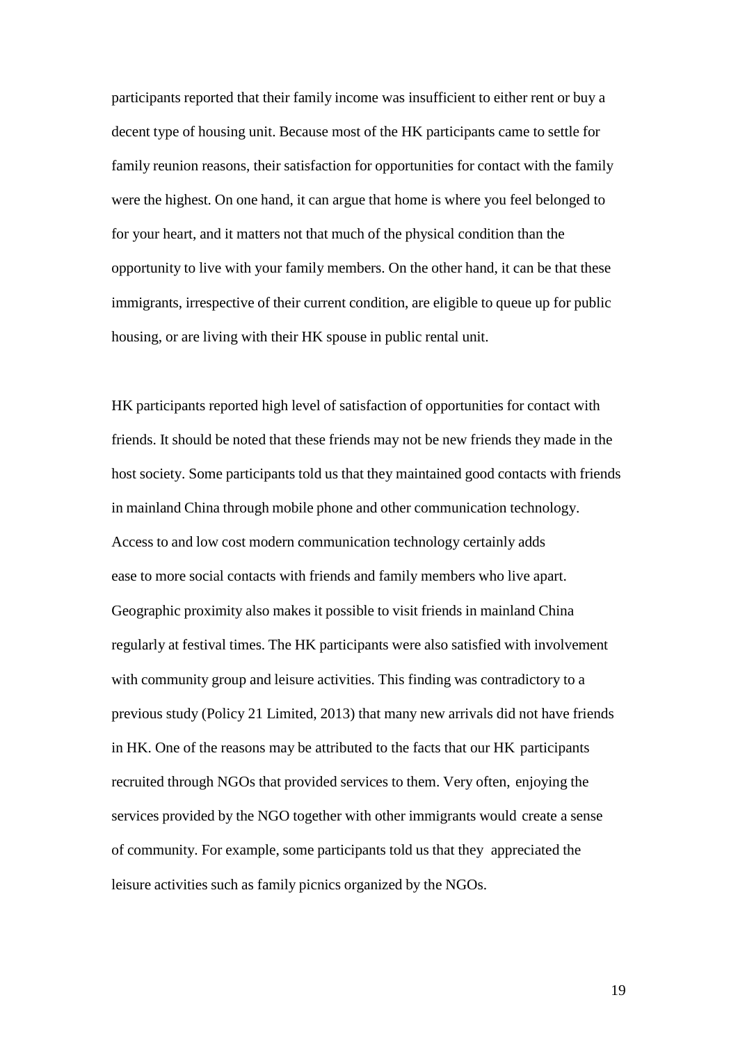participants reported that their family income was insufficient to either rent or buy a decent type of housing unit. Because most of the HK participants came to settle for family reunion reasons, their satisfaction for opportunities for contact with the family were the highest. On one hand, it can argue that home is where you feel belonged to for your heart, and it matters not that much of the physical condition than the opportunity to live with your family members. On the other hand, it can be that these immigrants, irrespective of their current condition, are eligible to queue up for public housing, or are living with their HK spouse in public rental unit.

HK participants reported high level of satisfaction of opportunities for contact with friends. It should be noted that these friends may not be new friends they made in the host society. Some participants told us that they maintained good contacts with friends in mainland China through mobile phone and other communication technology. Access to and low cost modern communication technology certainly adds ease to more social contacts with friends and family members who live apart. Geographic proximity also makes it possible to visit friends in mainland China regularly at festival times. The HK participants were also satisfied with involvement with community group and leisure activities. This finding was contradictory to a previous study (Policy 21 Limited, 2013) that many new arrivals did not have friends in HK. One of the reasons may be attributed to the facts that our HK participants recruited through NGOs that provided services to them. Very often, enjoying the services provided by the NGO together with other immigrants would create a sense of community. For example, some participants told us that they appreciated the leisure activities such as family picnics organized by the NGOs.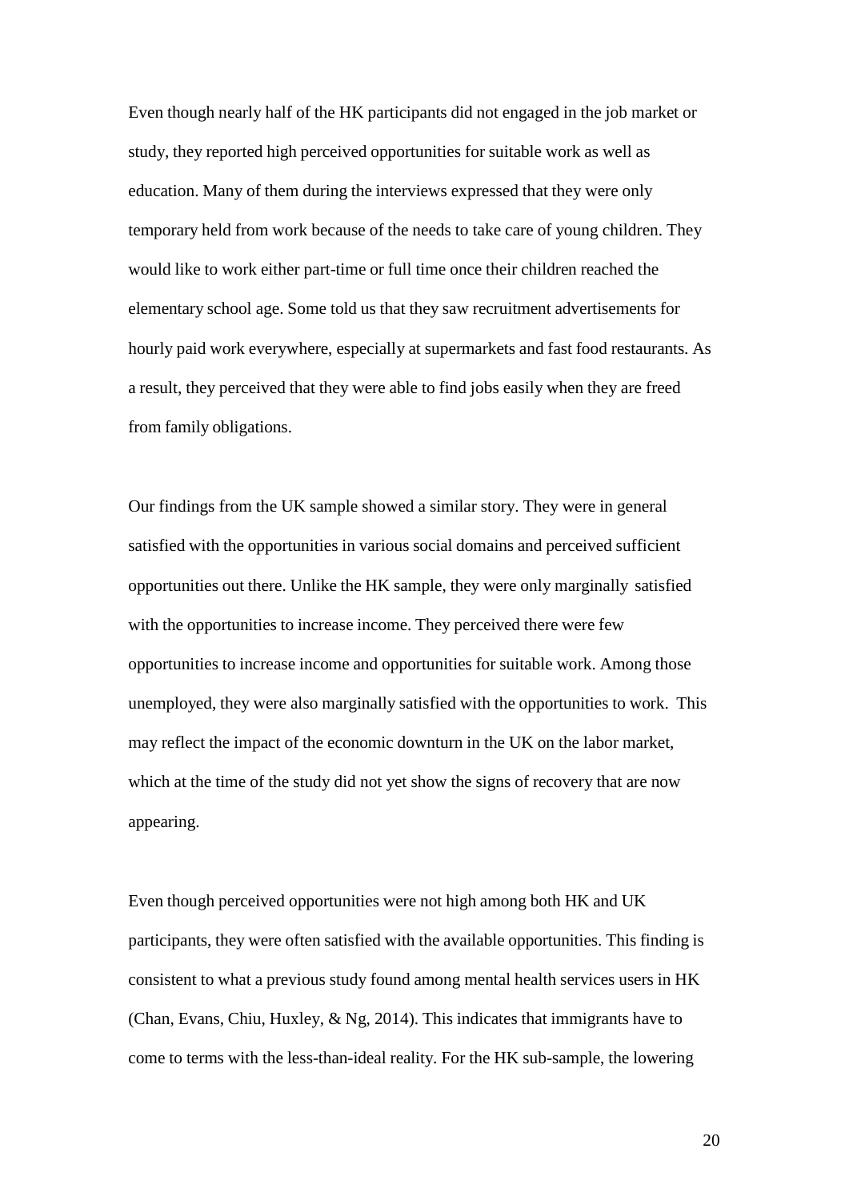Even though nearly half of the HK participants did not engaged in the job market or study, they reported high perceived opportunities for suitable work as well as education. Many of them during the interviews expressed that they were only temporary held from work because of the needs to take care of young children. They would like to work either part-time or full time once their children reached the elementary school age. Some told us that they saw recruitment advertisements for hourly paid work everywhere, especially at supermarkets and fast food restaurants. As a result, they perceived that they were able to find jobs easily when they are freed from family obligations.

Our findings from the UK sample showed a similar story. They were in general satisfied with the opportunities in various social domains and perceived sufficient opportunities out there. Unlike the HK sample, they were only marginally satisfied with the opportunities to increase income. They perceived there were few opportunities to increase income and opportunities for suitable work. Among those unemployed, they were also marginally satisfied with the opportunities to work. This may reflect the impact of the economic downturn in the UK on the labor market, which at the time of the study did not yet show the signs of recovery that are now appearing.

Even though perceived opportunities were not high among both HK and UK participants, they were often satisfied with the available opportunities. This finding is consistent to what a previous study found among mental health services users in HK (Chan, Evans, Chiu, Huxley, & Ng, 2014). This indicates that immigrants have to come to terms with the less-than-ideal reality. For the HK sub-sample, the lowering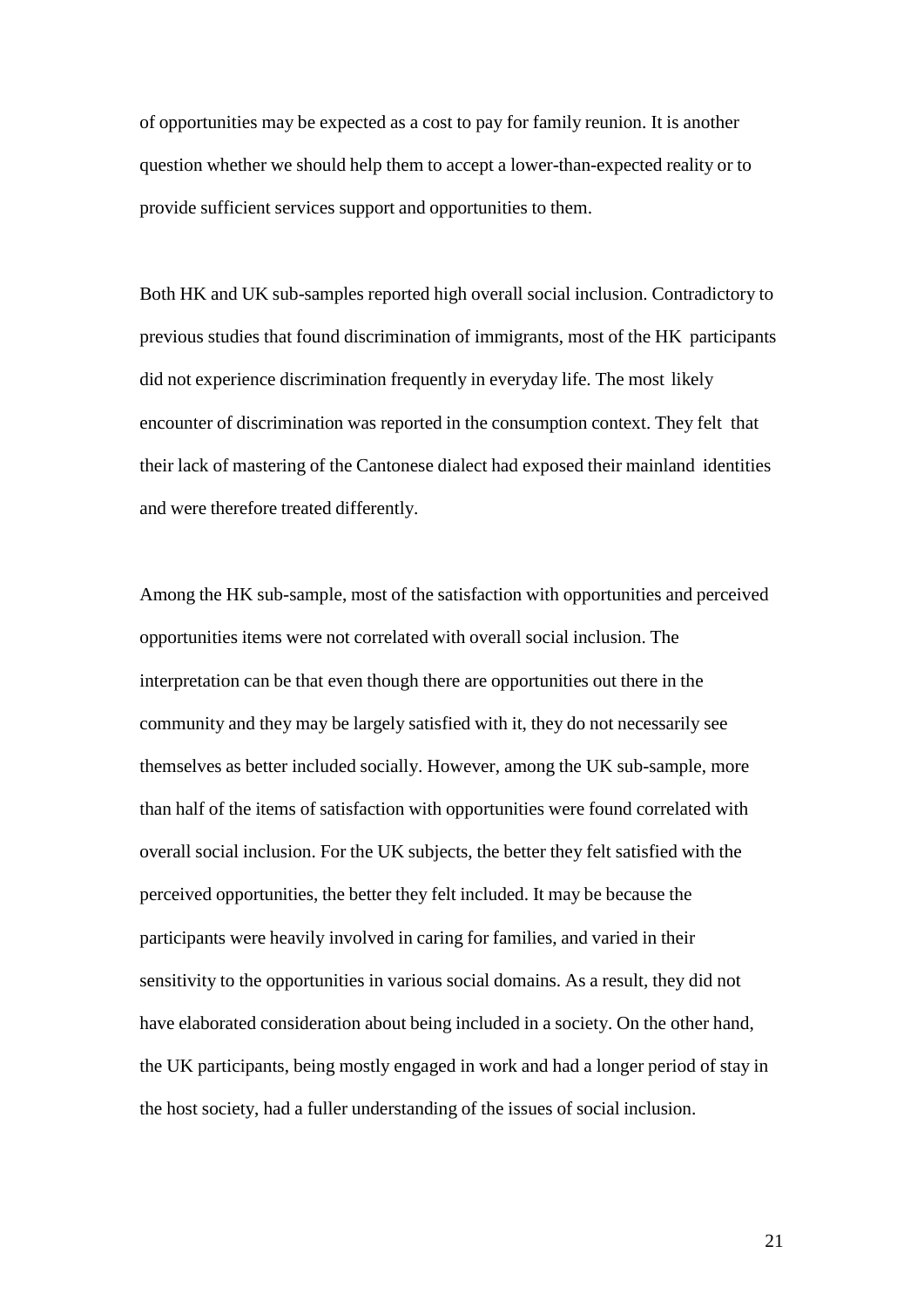of opportunities may be expected as a cost to pay for family reunion. It is another question whether we should help them to accept a lower-than-expected reality or to provide sufficient services support and opportunities to them.

Both HK and UK sub-samples reported high overall social inclusion. Contradictory to previous studies that found discrimination of immigrants, most of the HK participants did not experience discrimination frequently in everyday life. The most likely encounter of discrimination was reported in the consumption context. They felt that their lack of mastering of the Cantonese dialect had exposed their mainland identities and were therefore treated differently.

Among the HK sub-sample, most of the satisfaction with opportunities and perceived opportunities items were not correlated with overall social inclusion. The interpretation can be that even though there are opportunities out there in the community and they may be largely satisfied with it, they do not necessarily see themselves as better included socially. However, among the UK sub-sample, more than half of the items of satisfaction with opportunities were found correlated with overall social inclusion. For the UK subjects, the better they felt satisfied with the perceived opportunities, the better they felt included. It may be because the participants were heavily involved in caring for families, and varied in their sensitivity to the opportunities in various social domains. As a result, they did not have elaborated consideration about being included in a society. On the other hand, the UK participants, being mostly engaged in work and had a longer period of stay in the host society, had a fuller understanding of the issues of social inclusion.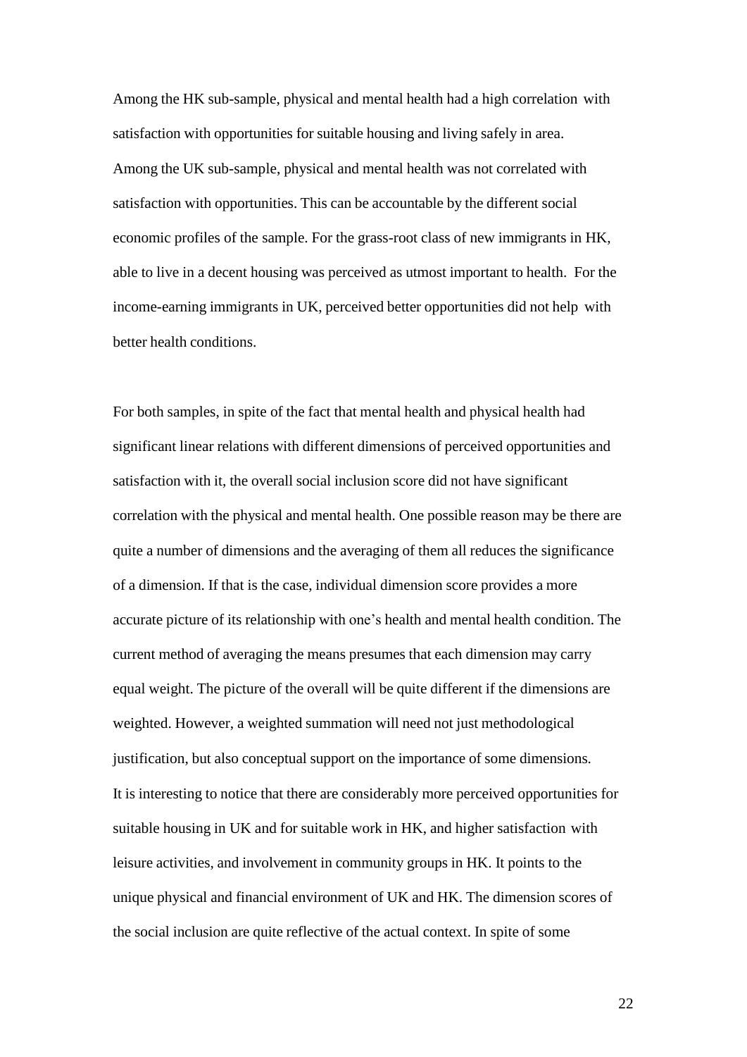Among the HK sub-sample, physical and mental health had a high correlation with satisfaction with opportunities for suitable housing and living safely in area. Among the UK sub-sample, physical and mental health was not correlated with satisfaction with opportunities. This can be accountable by the different social economic profiles of the sample. For the grass-root class of new immigrants in HK, able to live in a decent housing was perceived as utmost important to health. For the income-earning immigrants in UK, perceived better opportunities did not help with better health conditions.

For both samples, in spite of the fact that mental health and physical health had significant linear relations with different dimensions of perceived opportunities and satisfaction with it, the overall social inclusion score did not have significant correlation with the physical and mental health. One possible reason may be there are quite a number of dimensions and the averaging of them all reduces the significance of a dimension. If that is the case, individual dimension score provides a more accurate picture of its relationship with one's health and mental health condition. The current method of averaging the means presumes that each dimension may carry equal weight. The picture of the overall will be quite different if the dimensions are weighted. However, a weighted summation will need not just methodological justification, but also conceptual support on the importance of some dimensions. It is interesting to notice that there are considerably more perceived opportunities for suitable housing in UK and for suitable work in HK, and higher satisfaction with leisure activities, and involvement in community groups in HK. It points to the unique physical and financial environment of UK and HK. The dimension scores of the social inclusion are quite reflective of the actual context. In spite of some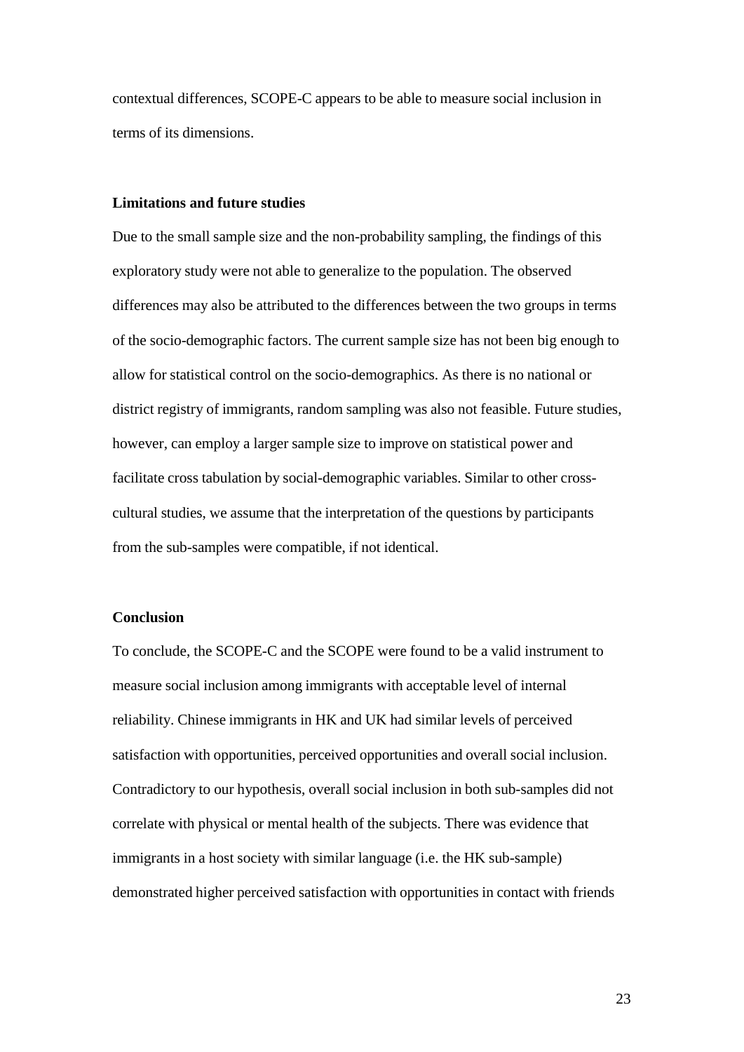contextual differences, SCOPE-C appears to be able to measure social inclusion in terms of its dimensions.

**Limitations and future studies**

Due to the small sample size and the non-probability sampling, the findings of this exploratory study were not able to generalize to the population. The observed differences may also be attributed to the differences between the two groups in terms of the socio-demographic factors. The current sample size has not been big enough to allow for statistical control on the socio-demographics. As there is no national or district registry of immigrants, random sampling was also not feasible. Future studies, however, can employ a larger sample size to improve on statistical power and facilitate cross tabulation by social-demographic variables. Similar to other cross-cultural studies, we assume that the interpretation of the questions by participants from the sub-samples were compatible, if not identical.

**Conclusion**

To conclude, the SCOPE-C and the SCOPE were found to be a valid instrument to measure social inclusion among immigrants with acceptable level of internal reliability. Chinese immigrants in HK and UK had similar levels of perceived satisfaction with opportunities, perceived opportunities and overall social inclusion. Contradictory to our hypothesis, overall social inclusion in both sub-samples did not correlate with physical or mental health of the subjects. There was evidence that immigrants in a host society with similar language (i.e. the HK sub-sample) demonstrated higher perceived satisfaction with opportunities in contact with friends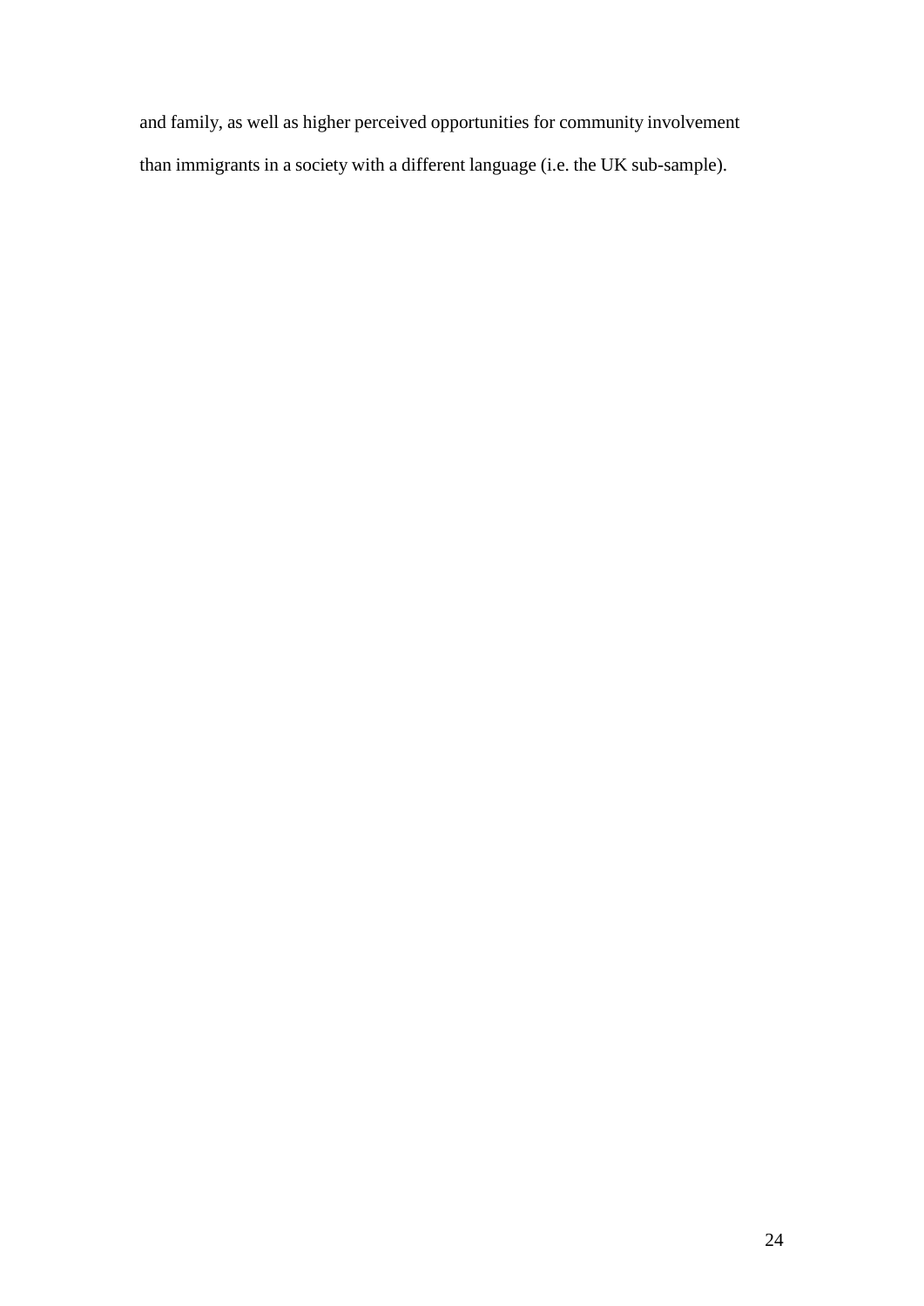and family, as well as higher perceived opportunities for community involvement than immigrants in a society with a different language (i.e. the UK sub-sample).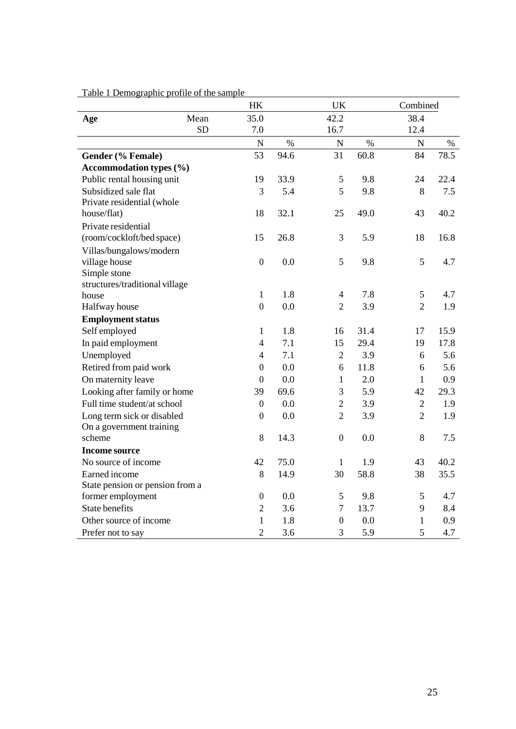Table 1 Demographic profile of the sample

| | | HK | | UK | | Combined | |
|---|---|---|---|---|---|---|---|
| **Age** | Mean | 35.0 | | 42.2 | | 38.4 | |
| | SD | 7.0 | | 16.7 | | 12.4 | |
| | | N | % | N | % | N | % |
| **Gender (% Female)** | | 53 | 94.6 | 31 | 60.8 | 84 | 78.5 |
| **Accommodation types (%)** | | | | | | | |
| Public rental housing unit | | 19 | 33.9 | 5 | 9.8 | 24 | 22.4 |
| Subsidized sale flat | | 3 | 5.4 | 5 | 9.8 | 8 | 7.5 |
| Private residential (whole house/flat) | | 18 | 32.1 | 25 | 49.0 | 43 | 40.2 |
| Private residential (room/cockloft/bed space) | | 15 | 26.8 | 3 | 5.9 | 18 | 16.8 |
| Villas/bungalows/modern village house | | 0 | 0.0 | 5 | 9.8 | 5 | 4.7 |
| Simple stone structures/traditional village house | | 1 | 1.8 | 4 | 7.8 | 5 | 4.7 |
| Halfway house | | 0 | 0.0 | 2 | 3.9 | 2 | 1.9 |
| **Employment status** | | | | | | | |
| Self employed | | 1 | 1.8 | 16 | 31.4 | 17 | 15.9 |
| In paid employment | | 4 | 7.1 | 15 | 29.4 | 19 | 17.8 |
| Unemployed | | 4 | 7.1 | 2 | 3.9 | 6 | 5.6 |
| Retired from paid work | | 0 | 0.0 | 6 | 11.8 | 6 | 5.6 |
| On maternity leave | | 0 | 0.0 | 1 | 2.0 | 1 | 0.9 |
| Looking after family or home | | 39 | 69.6 | 3 | 5.9 | 42 | 29.3 |
| Full time student/at school | | 0 | 0.0 | 2 | 3.9 | 2 | 1.9 |
| Long term sick or disabled | | 0 | 0.0 | 2 | 3.9 | 2 | 1.9 |
| On a government training scheme | | 8 | 14.3 | 0 | 0.0 | 8 | 7.5 |
| **Income source** | | | | | | | |
| No source of income | | 42 | 75.0 | 1 | 1.9 | 43 | 40.2 |
| Earned income | | 8 | 14.9 | 30 | 58.8 | 38 | 35.5 |
| State pension or pension from a former employment | | 0 | 0.0 | 5 | 9.8 | 5 | 4.7 |
| State benefits | | 2 | 3.6 | 7 | 13.7 | 9 | 8.4 |
| Other source of income | | 1 | 1.8 | 0 | 0.0 | 1 | 0.9 |
| Prefer not to say | | 2 | 3.6 | 3 | 5.9 | 5 | 4.7 |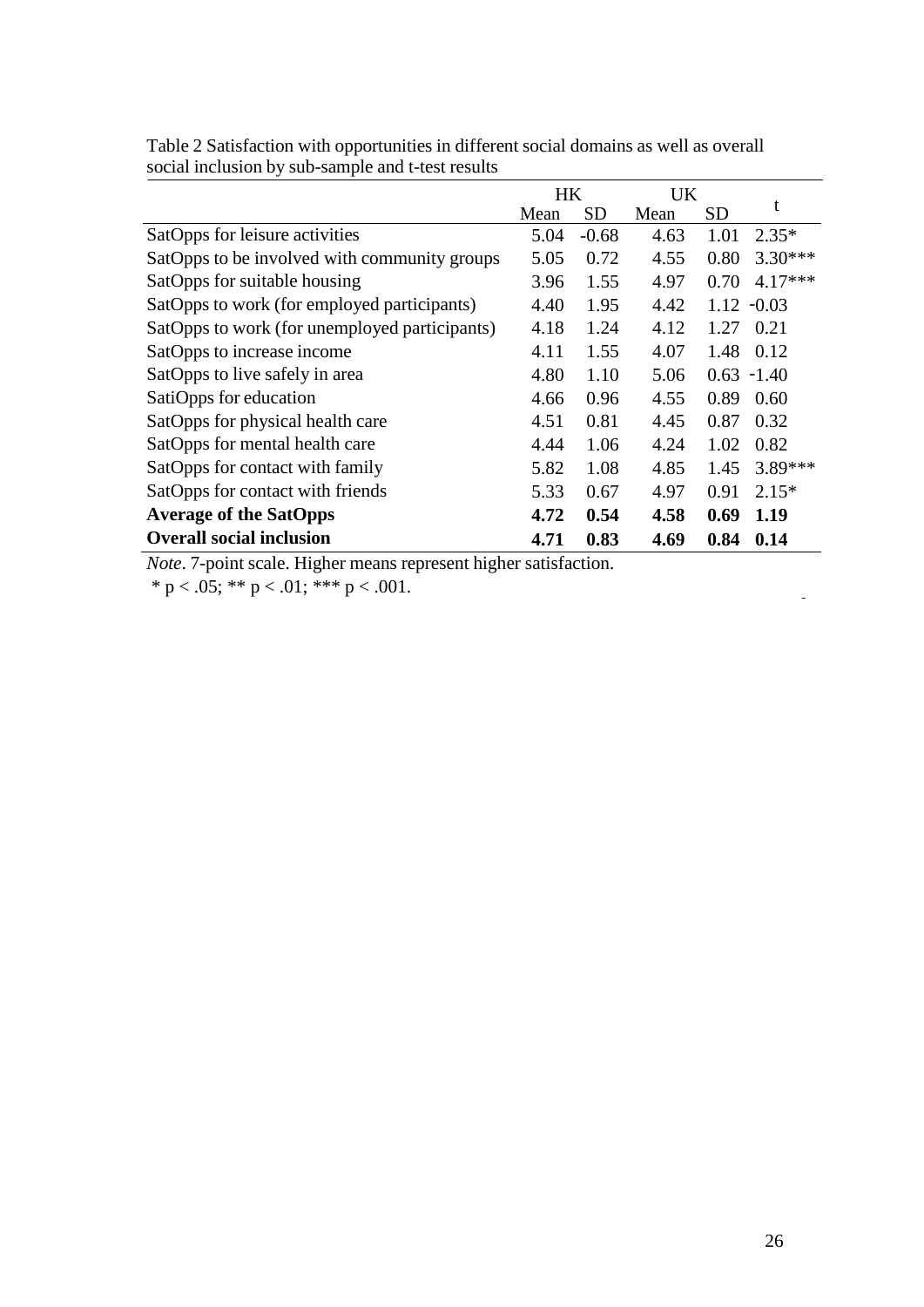Table 2 Satisfaction with opportunities in different social domains as well as overall social inclusion by sub-sample and t-test results

| | HK | | UK | | t |
|---|---|---|---|---|---|
| | Mean | SD | Mean | SD | |
| SatOpps for leisure activities | 5.04 | -0.68 | 4.63 | 1.01 | 2.35* |
| SatOpps to be involved with community groups | 5.05 | 0.72 | 4.55 | 0.80 | 3.30*** |
| SatOpps for suitable housing | 3.96 | 1.55 | 4.97 | 0.70 | 4.17*** |
| SatOpps to work (for employed participants) | 4.40 | 1.95 | 4.42 | 1.12 | -0.03 |
| SatOpps to work (for unemployed participants) | 4.18 | 1.24 | 4.12 | 1.27 | 0.21 |
| SatOpps to increase income | 4.11 | 1.55 | 4.07 | 1.48 | 0.12 |
| SatOpps to live safely in area | 4.80 | 1.10 | 5.06 | 0.63 | -1.40 |
| SatiOpps for education | 4.66 | 0.96 | 4.55 | 0.89 | 0.60 |
| SatOpps for physical health care | 4.51 | 0.81 | 4.45 | 0.87 | 0.32 |
| SatOpps for mental health care | 4.44 | 1.06 | 4.24 | 1.02 | 0.82 |
| SatOpps for contact with family | 5.82 | 1.08 | 4.85 | 1.45 | 3.89*** |
| SatOpps for contact with friends | 5.33 | 0.67 | 4.97 | 0.91 | 2.15* |
| **Average of the SatOpps** | **4.72** | **0.54** | **4.58** | **0.69** | **1.19** |
| **Overall social inclusion** | **4.71** | **0.83** | **4.69** | **0.84** | **0.14** |

*Note*. 7-point scale. Higher means represent higher satisfaction.

\* $p < .05$; ** $p < .01$; *** $p < .001$.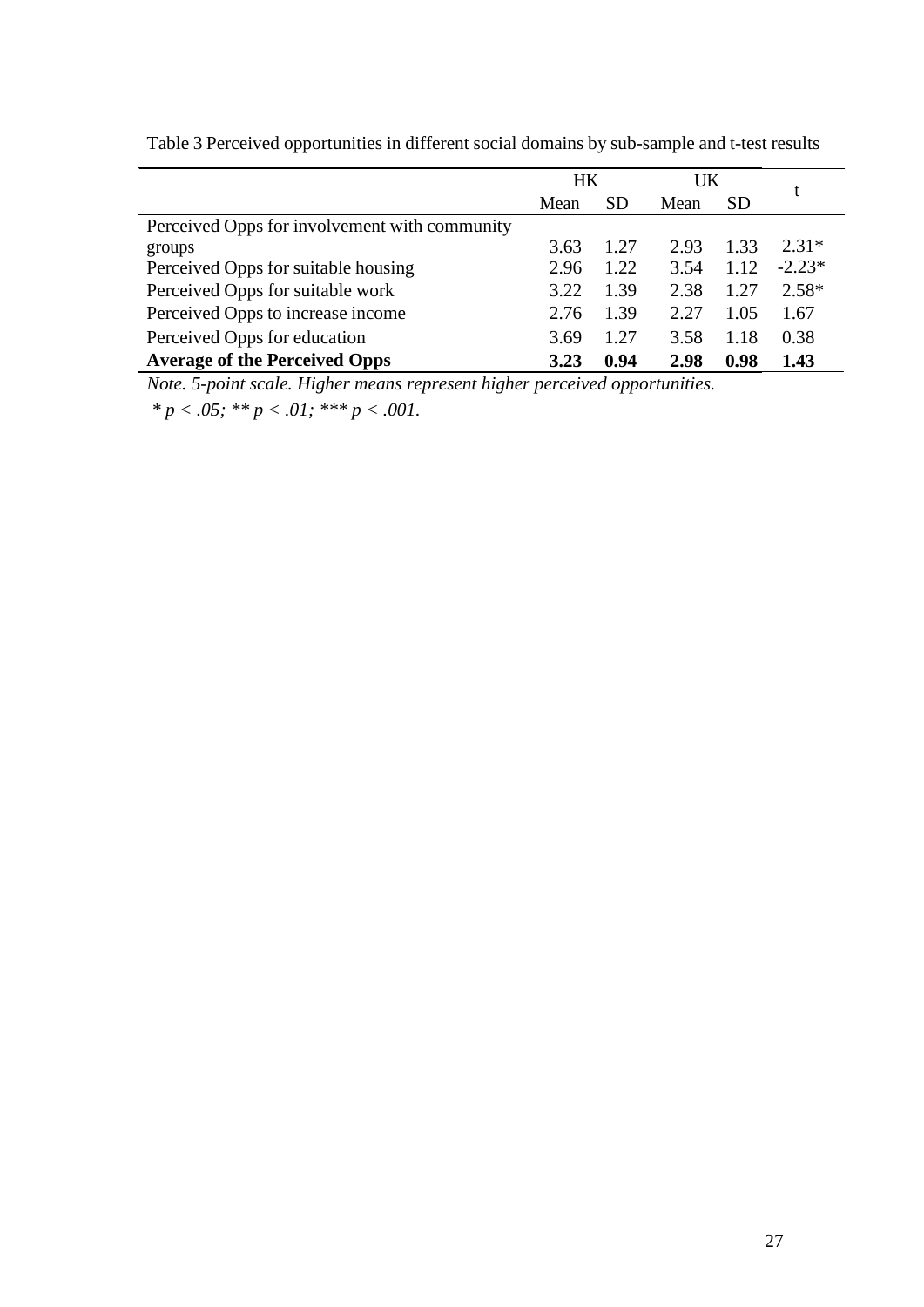Table 3 Perceived opportunities in different social domains by sub-sample and t-test results

| | HK | | UK | | t |
|---|---|---|---|---|---|
| | Mean | SD | Mean | SD | |
| Perceived Opps for involvement with community groups | 3.63 | 1.27 | 2.93 | 1.33 | 2.31* |
| Perceived Opps for suitable housing | 2.96 | 1.22 | 3.54 | 1.12 | -2.23* |
| Perceived Opps for suitable work | 3.22 | 1.39 | 2.38 | 1.27 | 2.58* |
| Perceived Opps to increase income | 2.76 | 1.39 | 2.27 | 1.05 | 1.67 |
| Perceived Opps for education | 3.69 | 1.27 | 3.58 | 1.18 | 0.38 |
| **Average of the Perceived Opps** | **3.23** | **0.94** | **2.98** | **0.98** | **1.43** |

*Note. 5-point scale. Higher means represent higher perceived opportunities.*

* $p < .05$; ** $p < .01$; *** $p < .001$.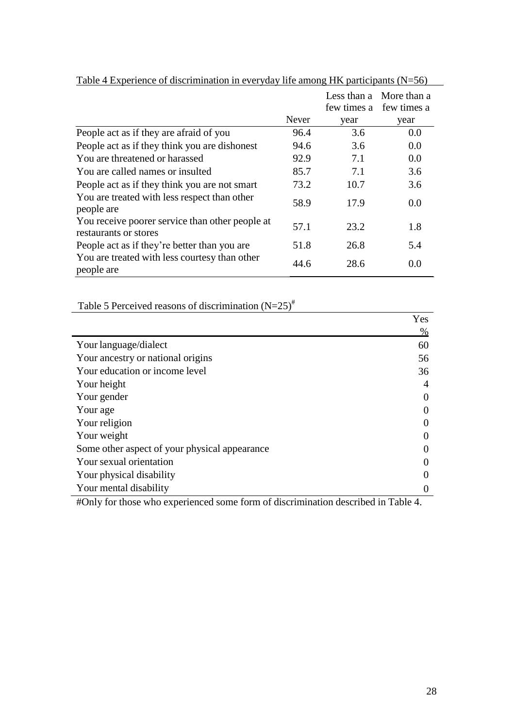Table 4 Experience of discrimination in everyday life among HK participants (N=56)

| | Never | Less than a few times a year | More than a few times a year |
|---|---|---|---|
| People act as if they are afraid of you | 96.4 | 3.6 | 0.0 |
| People act as if they think you are dishonest | 94.6 | 3.6 | 0.0 |
| You are threatened or harassed | 92.9 | 7.1 | 0.0 |
| You are called names or insulted | 85.7 | 7.1 | 3.6 |
| People act as if they think you are not smart | 73.2 | 10.7 | 3.6 |
| You are treated with less respect than other people are | 58.9 | 17.9 | 0.0 |
| You receive poorer service than other people at restaurants or stores | 57.1 | 23.2 | 1.8 |
| People act as if they're better than you are | 51.8 | 26.8 | 5.4 |
| You are treated with less courtesy than other people are | 44.6 | 28.6 | 0.0 |

Table 5 Perceived reasons of discrimination (N=25)#

| | Yes % |
|---|---|
| Your language/dialect | 60 |
| Your ancestry or national origins | 56 |
| Your education or income level | 36 |
| Your height | 4 |
| Your gender | 0 |
| Your age | 0 |
| Your religion | 0 |
| Your weight | 0 |
| Some other aspect of your physical appearance | 0 |
| Your sexual orientation | 0 |
| Your physical disability | 0 |
| Your mental disability | 0 |

#Only for those who experienced some form of discrimination described in Table 4.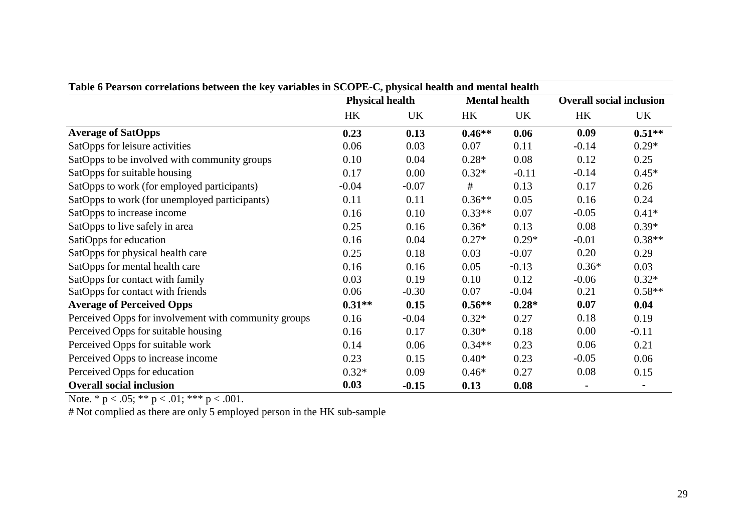**Table 6 Pearson correlations between the key variables in SCOPE-C, physical health and mental health**

| | Physical health | | Mental health | | Overall social inclusion | |
|---|---|---|---|---|---|---|
| | HK | UK | HK | UK | HK | UK |
| **Average of SatOpps** | **0.23** | **0.13** | **0.46**** | **0.06** | **0.09** | **0.51**** |
| SatOpps for leisure activities | 0.06 | 0.03 | 0.07 | 0.11 | -0.14 | 0.29* |
| SatOpps to be involved with community groups | 0.10 | 0.04 | 0.28* | 0.08 | 0.12 | 0.25 |
| SatOpps for suitable housing | 0.17 | 0.00 | 0.32* | -0.11 | -0.14 | 0.45* |
| SatOpps to work (for employed participants) | -0.04 | -0.07 | # | 0.13 | 0.17 | 0.26 |
| SatOpps to work (for unemployed participants) | 0.11 | 0.11 | 0.36** | 0.05 | 0.16 | 0.24 |
| SatOpps to increase income | 0.16 | 0.10 | 0.33** | 0.07 | -0.05 | 0.41* |
| SatOpps to live safely in area | 0.25 | 0.16 | 0.36* | 0.13 | 0.08 | 0.39* |
| SatiOpps for education | 0.16 | 0.04 | 0.27* | 0.29* | -0.01 | 0.38** |
| SatOpps for physical health care | 0.25 | 0.18 | 0.03 | -0.07 | 0.20 | 0.29 |
| SatOpps for mental health care | 0.16 | 0.16 | 0.05 | -0.13 | 0.36* | 0.03 |
| SatOpps for contact with family | 0.03 | 0.19 | 0.10 | 0.12 | -0.06 | 0.32* |
| SatOpps for contact with friends | 0.06 | -0.30 | 0.07 | -0.04 | 0.21 | 0.58** |
| **Average of Perceived Opps** | **0.31**** | **0.15** | **0.56**** | **0.28*** | **0.07** | **0.04** |
| Perceived Opps for involvement with community groups | 0.16 | -0.04 | 0.32* | 0.27 | 0.18 | 0.19 |
| Perceived Opps for suitable housing | 0.16 | 0.17 | 0.30* | 0.18 | 0.00 | -0.11 |
| Perceived Opps for suitable work | 0.14 | 0.06 | 0.34** | 0.23 | 0.06 | 0.21 |
| Perceived Opps to increase income | 0.23 | 0.15 | 0.40* | 0.23 | -0.05 | 0.06 |
| Perceived Opps for education | 0.32* | 0.09 | 0.46* | 0.27 | 0.08 | 0.15 |
| **Overall social inclusion** | **0.03** | **-0.15** | **0.13** | **0.08** | - | - |

Note. * $p < .05$; ** $p < .01$; *** $p < .001$.

# Not complied as there are only 5 employed person in the HK sub-sample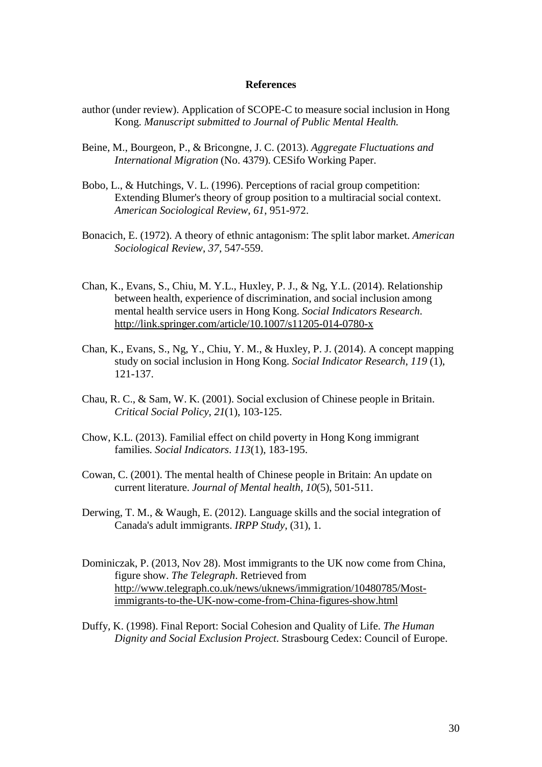**References**

author (under review). Application of SCOPE-C to measure social inclusion in Hong Kong. *Manuscript submitted to Journal of Public Mental Health.*

Beine, M., Bourgeon, P., & Bricongne, J. C. (2013). *Aggregate Fluctuations and International Migration* (No. 4379). CESifo Working Paper.

Bobo, L., & Hutchings, V. L. (1996). Perceptions of racial group competition: Extending Blumer's theory of group position to a multiracial social context. *American Sociological Review*, *61*, 951-972.

Bonacich, E. (1972). A theory of ethnic antagonism: The split labor market. *American Sociological Review*, *37*, 547-559.

Chan, K., Evans, S., Chiu, M. Y.L., Huxley, P. J., & Ng, Y.L. (2014). Relationship between health, experience of discrimination, and social inclusion among mental health service users in Hong Kong. *Social Indicators Research*. http://link.springer.com/article/10.1007/s11205-014-0780-x

Chan, K., Evans, S., Ng, Y., Chiu, Y. M., & Huxley, P. J. (2014). A concept mapping study on social inclusion in Hong Kong. *Social Indicator Research*, *119* (1), 121-137.

Chau, R. C., & Sam, W. K. (2001). Social exclusion of Chinese people in Britain. *Critical Social Policy*, *21*(1), 103-125.

Chow, K.L. (2013). Familial effect on child poverty in Hong Kong immigrant families. *Social Indicators*. *113*(1), 183-195.

Cowan, C. (2001). The mental health of Chinese people in Britain: An update on current literature. *Journal of Mental health*, *10*(5), 501-511.

Derwing, T. M., & Waugh, E. (2012). Language skills and the social integration of Canada's adult immigrants. *IRPP Study*, (31), 1.

Dominiczak, P. (2013, Nov 28). Most immigrants to the UK now come from China, figure show. *The Telegraph*. Retrieved from http://www.telegraph.co.uk/news/uknews/immigration/10480785/Most-immigrants-to-the-UK-now-come-from-China-figures-show.html

Duffy, K. (1998). Final Report: Social Cohesion and Quality of Life. *The Human Dignity and Social Exclusion Project*. Strasbourg Cedex: Council of Europe.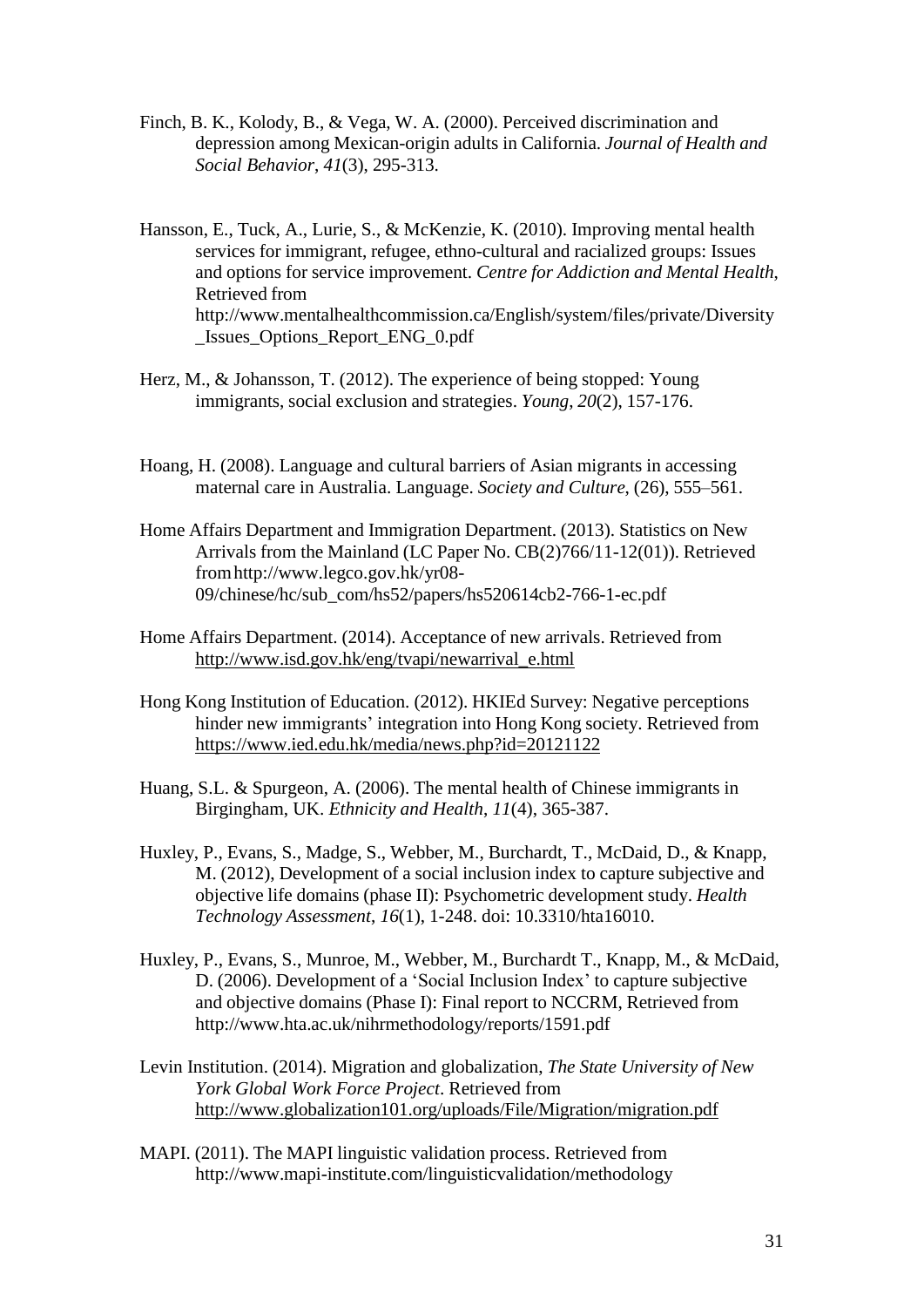Finch, B. K., Kolody, B., & Vega, W. A. (2000). Perceived discrimination and depression among Mexican-origin adults in California. *Journal of Health and Social Behavior*, *41*(3), 295-313.

Hansson, E., Tuck, A., Lurie, S., & McKenzie, K. (2010). Improving mental health services for immigrant, refugee, ethno-cultural and racialized groups: Issues and options for service improvement. *Centre for Addiction and Mental Health*, Retrieved from http://www.mentalhealthcommission.ca/English/system/files/private/Diversity_Issues_Options_Report_ENG_0.pdf

Herz, M., & Johansson, T. (2012). The experience of being stopped: Young immigrants, social exclusion and strategies. *Young*, *20*(2), 157-176.

Hoang, H. (2008). Language and cultural barriers of Asian migrants in accessing maternal care in Australia. Language. *Society and Culture*, (26), 555–561.

Home Affairs Department and Immigration Department. (2013). Statistics on New Arrivals from the Mainland (LC Paper No. CB(2)766/11-12(01)). Retrieved from http://www.legco.gov.hk/yr08-09/chinese/hc/sub_com/hs52/papers/hs520614cb2-766-1-ec.pdf

Home Affairs Department. (2014). Acceptance of new arrivals. Retrieved from http://www.isd.gov.hk/eng/tvapi/newarrival_e.html

Hong Kong Institution of Education. (2012). HKIEd Survey: Negative perceptions hinder new immigrants' integration into Hong Kong society. Retrieved from https://www.ied.edu.hk/media/news.php?id=20121122

Huang, S.L. & Spurgeon, A. (2006). The mental health of Chinese immigrants in Birgingham, UK. *Ethnicity and Health*, *11*(4), 365-387.

Huxley, P., Evans, S., Madge, S., Webber, M., Burchardt, T., McDaid, D., & Knapp, M. (2012), Development of a social inclusion index to capture subjective and objective life domains (phase II): Psychometric development study. *Health Technology Assessment*, *16*(1), 1-248. doi: 10.3310/hta16010.

Huxley, P., Evans, S., Munroe, M., Webber, M., Burchardt T., Knapp, M., & McDaid, D. (2006). Development of a 'Social Inclusion Index' to capture subjective and objective domains (Phase I): Final report to NCCRM, Retrieved from http://www.hta.ac.uk/nihrmethodology/reports/1591.pdf

Levin Institution. (2014). Migration and globalization, *The State University of New York Global Work Force Project*. Retrieved from http://www.globalization101.org/uploads/File/Migration/migration.pdf

MAPI. (2011). The MAPI linguistic validation process. Retrieved from http://www.mapi-institute.com/linguisticvalidation/methodology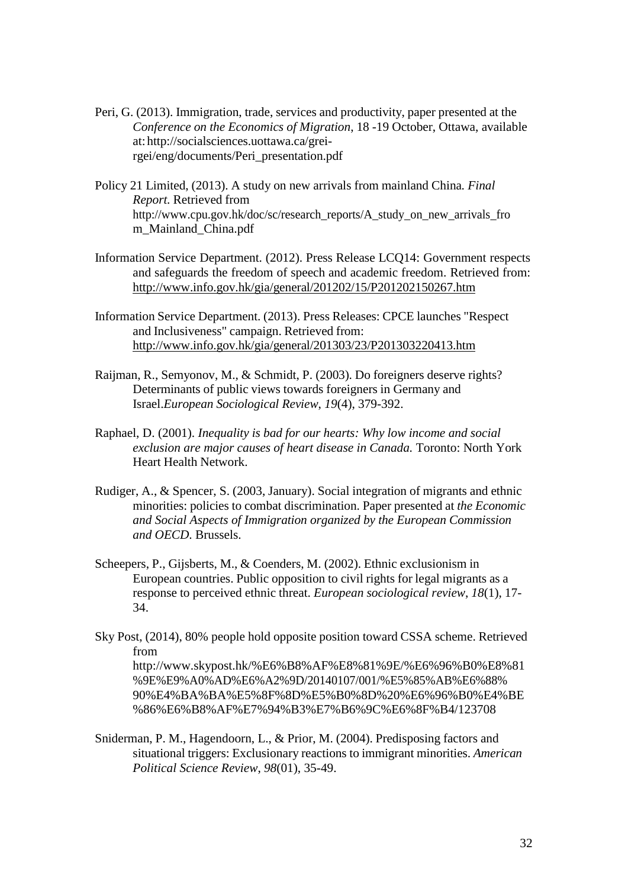Peri, G. (2013). Immigration, trade, services and productivity, paper presented at the *Conference on the Economics of Migration*, 18 -19 October, Ottawa, available at: http://socialsciences.uottawa.ca/grei-rgei/eng/documents/Peri_presentation.pdf

Policy 21 Limited, (2013). A study on new arrivals from mainland China*. Final Report.* Retrieved from http://www.cpu.gov.hk/doc/sc/research_reports/A_study_on_new_arrivals_from_Mainland_China.pdf

Information Service Department. (2012). Press Release LCQ14: Government respects and safeguards the freedom of speech and academic freedom. Retrieved from: http://www.info.gov.hk/gia/general/201202/15/P201202150267.htm

Information Service Department. (2013). Press Releases: CPCE launches "Respect and Inclusiveness" campaign. Retrieved from: http://www.info.gov.hk/gia/general/201303/23/P201303220413.htm

Raijman, R., Semyonov, M., & Schmidt, P. (2003). Do foreigners deserve rights? Determinants of public views towards foreigners in Germany and Israel.*European Sociological Review*, *19*(4), 379-392.

Raphael, D. (2001). *Inequality is bad for our hearts: Why low income and social exclusion are major causes of heart disease in Canada.* Toronto: North York Heart Health Network.

Rudiger, A., & Spencer, S. (2003, January). Social integration of migrants and ethnic minorities: policies to combat discrimination. Paper presented at *the Economic and Social Aspects of Immigration organized by the European Commission and OECD*. Brussels.

Scheepers, P., Gijsberts, M., & Coenders, M. (2002). Ethnic exclusionism in European countries. Public opposition to civil rights for legal migrants as a response to perceived ethnic threat. *European sociological review*, *18*(1), 17-34.

Sky Post, (2014), 80% people hold opposite position toward CSSA scheme. Retrieved from http://www.skypost.hk/%E6%B8%AF%E8%81%9E/%E6%96%B0%E8%81%9E%E9%A0%AD%E6%A2%9D/20140107/001/%E5%85%AB%E6%88%90%E4%BA%BA%E5%8F%8D%E5%B0%8D%20%E6%96%B0%E4%BE%86%E6%B8%AF%E7%94%B3%E7%B6%9C%E6%8F%B4/123708

Sniderman, P. M., Hagendoorn, L., & Prior, M. (2004). Predisposing factors and situational triggers: Exclusionary reactions to immigrant minorities. *American Political Science Review*, *98*(01), 35-49.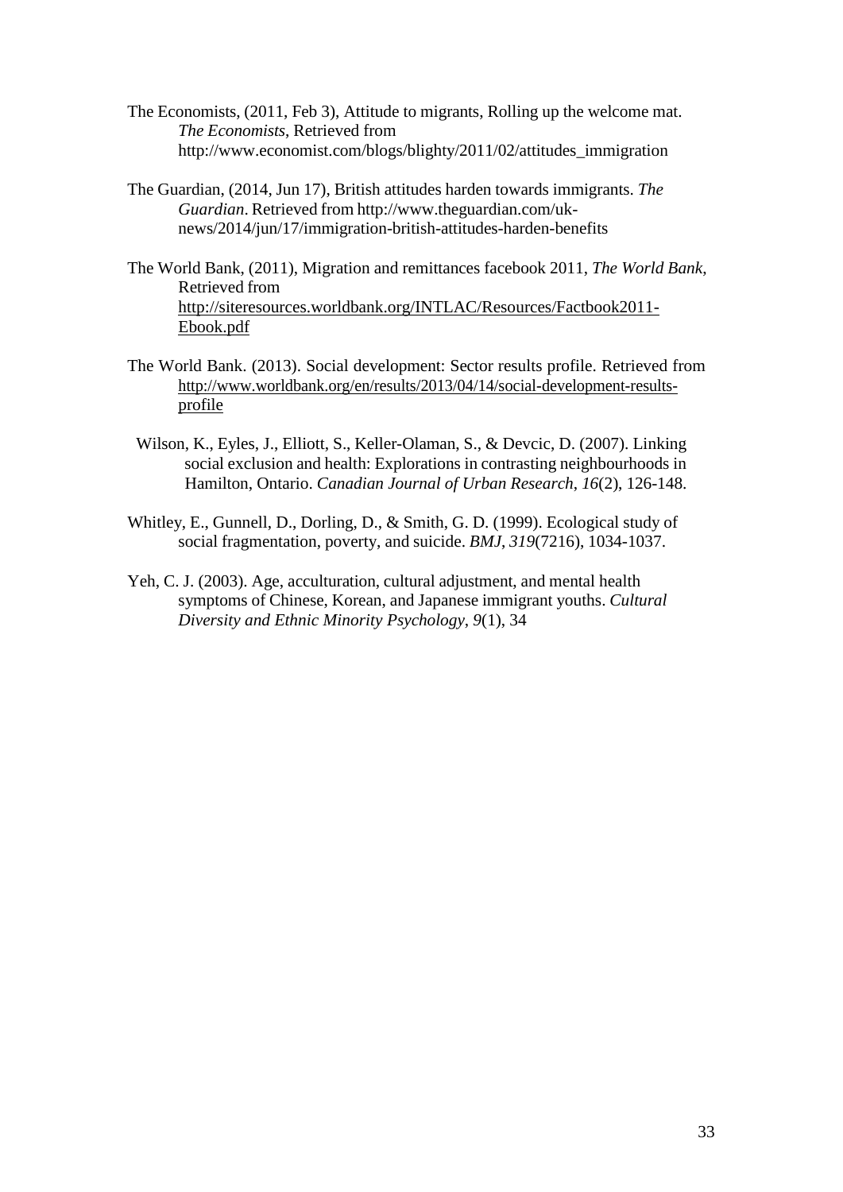The Economists, (2011, Feb 3), Attitude to migrants, Rolling up the welcome mat. *The Economists*, Retrieved from http://www.economist.com/blogs/blighty/2011/02/attitudes_immigration

The Guardian, (2014, Jun 17), British attitudes harden towards immigrants. *The Guardian*. Retrieved from http://www.theguardian.com/uk-news/2014/jun/17/immigration-british-attitudes-harden-benefits

The World Bank, (2011), Migration and remittances facebook 2011, *The World Bank*, Retrieved from http://siteresources.worldbank.org/INTLAC/Resources/Factbook2011-Ebook.pdf

The World Bank. (2013). Social development: Sector results profile. Retrieved from http://www.worldbank.org/en/results/2013/04/14/social-development-results-profile

Wilson, K., Eyles, J., Elliott, S., Keller-Olaman, S., & Devcic, D. (2007). Linking social exclusion and health: Explorations in contrasting neighbourhoods in Hamilton, Ontario. *Canadian Journal of Urban Research*, *16*(2), 126-148.

Whitley, E., Gunnell, D., Dorling, D., & Smith, G. D. (1999). Ecological study of social fragmentation, poverty, and suicide. *BMJ*, *319*(7216), 1034-1037.

Yeh, C. J. (2003). Age, acculturation, cultural adjustment, and mental health symptoms of Chinese, Korean, and Japanese immigrant youths. *Cultural Diversity and Ethnic Minority Psychology*, *9*(1), 34